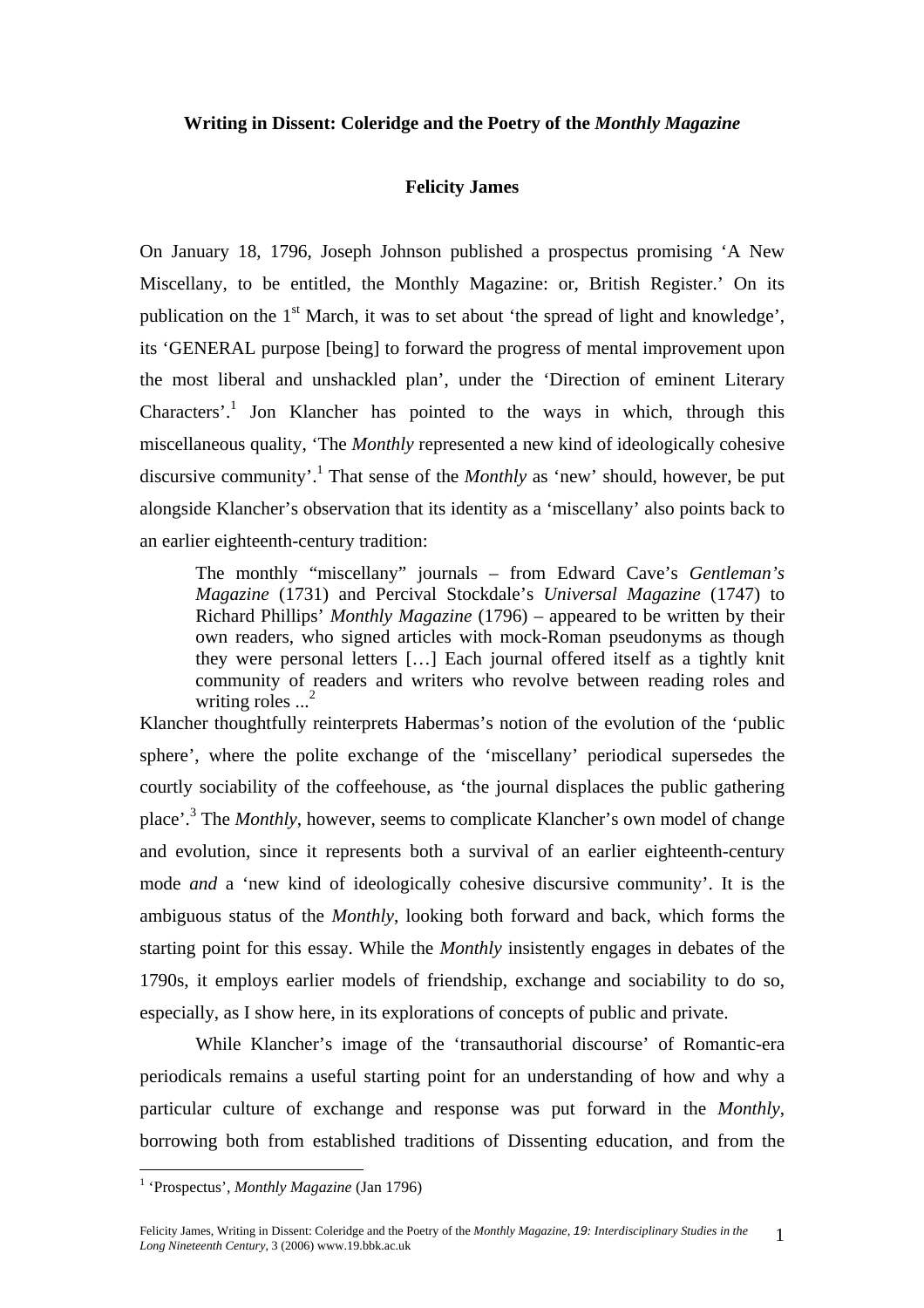**Writing in Dissent: Coleridge and the Poetry of the *Monthly Magazine***

**Felicity James**

On January 18, 1796, Joseph Johnson published a prospectus promising 'A New Miscellany, to be entitled, the Monthly Magazine: or, British Register.' On its publication on the 1st March, it was to set about 'the spread of light and knowledge', its 'GENERAL purpose [being] to forward the progress of mental improvement upon the most liberal and unshackled plan', under the 'Direction of eminent Literary Characters'.[1] Jon Klancher has pointed to the ways in which, through this miscellaneous quality, 'The *Monthly* represented a new kind of ideologically cohesive discursive community'.[1] That sense of the *Monthly* as 'new' should, however, be put alongside Klancher's observation that its identity as a 'miscellany' also points back to an earlier eighteenth-century tradition:

> The monthly "miscellany" journals – from Edward Cave's *Gentleman's Magazine* (1731) and Percival Stockdale's *Universal Magazine* (1747) to Richard Phillips' *Monthly Magazine* (1796) – appeared to be written by their own readers, who signed articles with mock-Roman pseudonyms as though they were personal letters […] Each journal offered itself as a tightly knit community of readers and writers who revolve between reading roles and writing roles ...[2]

Klancher thoughtfully reinterprets Habermas's notion of the evolution of the 'public sphere', where the polite exchange of the 'miscellany' periodical supersedes the courtly sociability of the coffeehouse, as 'the journal displaces the public gathering place'.[3] The *Monthly*, however, seems to complicate Klancher's own model of change and evolution, since it represents both a survival of an earlier eighteenth-century mode *and* a 'new kind of ideologically cohesive discursive community'. It is the ambiguous status of the *Monthly*, looking both forward and back, which forms the starting point for this essay. While the *Monthly* insistently engages in debates of the 1790s, it employs earlier models of friendship, exchange and sociability to do so, especially, as I show here, in its explorations of concepts of public and private.

While Klancher's image of the 'transauthorial discourse' of Romantic-era periodicals remains a useful starting point for an understanding of how and why a particular culture of exchange and response was put forward in the *Monthly*, borrowing both from established traditions of Dissenting education, and from the

---

[1] 'Prospectus', *Monthly Magazine* (Jan 1796)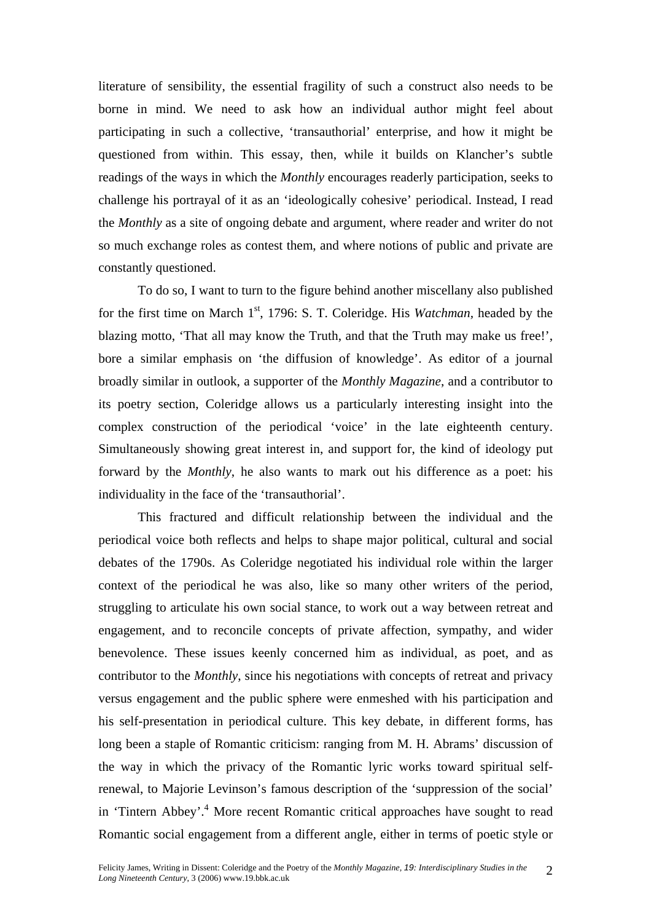literature of sensibility, the essential fragility of such a construct also needs to be borne in mind. We need to ask how an individual author might feel about participating in such a collective, 'transauthorial' enterprise, and how it might be questioned from within. This essay, then, while it builds on Klancher's subtle readings of the ways in which the *Monthly* encourages readerly participation, seeks to challenge his portrayal of it as an 'ideologically cohesive' periodical. Instead, I read the *Monthly* as a site of ongoing debate and argument, where reader and writer do not so much exchange roles as contest them, and where notions of public and private are constantly questioned.

To do so, I want to turn to the figure behind another miscellany also published for the first time on March 1st, 1796: S. T. Coleridge. His *Watchman*, headed by the blazing motto, 'That all may know the Truth, and that the Truth may make us free!', bore a similar emphasis on 'the diffusion of knowledge'. As editor of a journal broadly similar in outlook, a supporter of the *Monthly Magazine*, and a contributor to its poetry section, Coleridge allows us a particularly interesting insight into the complex construction of the periodical 'voice' in the late eighteenth century. Simultaneously showing great interest in, and support for, the kind of ideology put forward by the *Monthly*, he also wants to mark out his difference as a poet: his individuality in the face of the 'transauthorial'.

This fractured and difficult relationship between the individual and the periodical voice both reflects and helps to shape major political, cultural and social debates of the 1790s. As Coleridge negotiated his individual role within the larger context of the periodical he was also, like so many other writers of the period, struggling to articulate his own social stance, to work out a way between retreat and engagement, and to reconcile concepts of private affection, sympathy, and wider benevolence. These issues keenly concerned him as individual, as poet, and as contributor to the *Monthly*, since his negotiations with concepts of retreat and privacy versus engagement and the public sphere were enmeshed with his participation and his self-presentation in periodical culture. This key debate, in different forms, has long been a staple of Romantic criticism: ranging from M. H. Abrams' discussion of the way in which the privacy of the Romantic lyric works toward spiritual self-renewal, to Majorie Levinson's famous description of the 'suppression of the social' in 'Tintern Abbey'.[4] More recent Romantic critical approaches have sought to read Romantic social engagement from a different angle, either in terms of poetic style or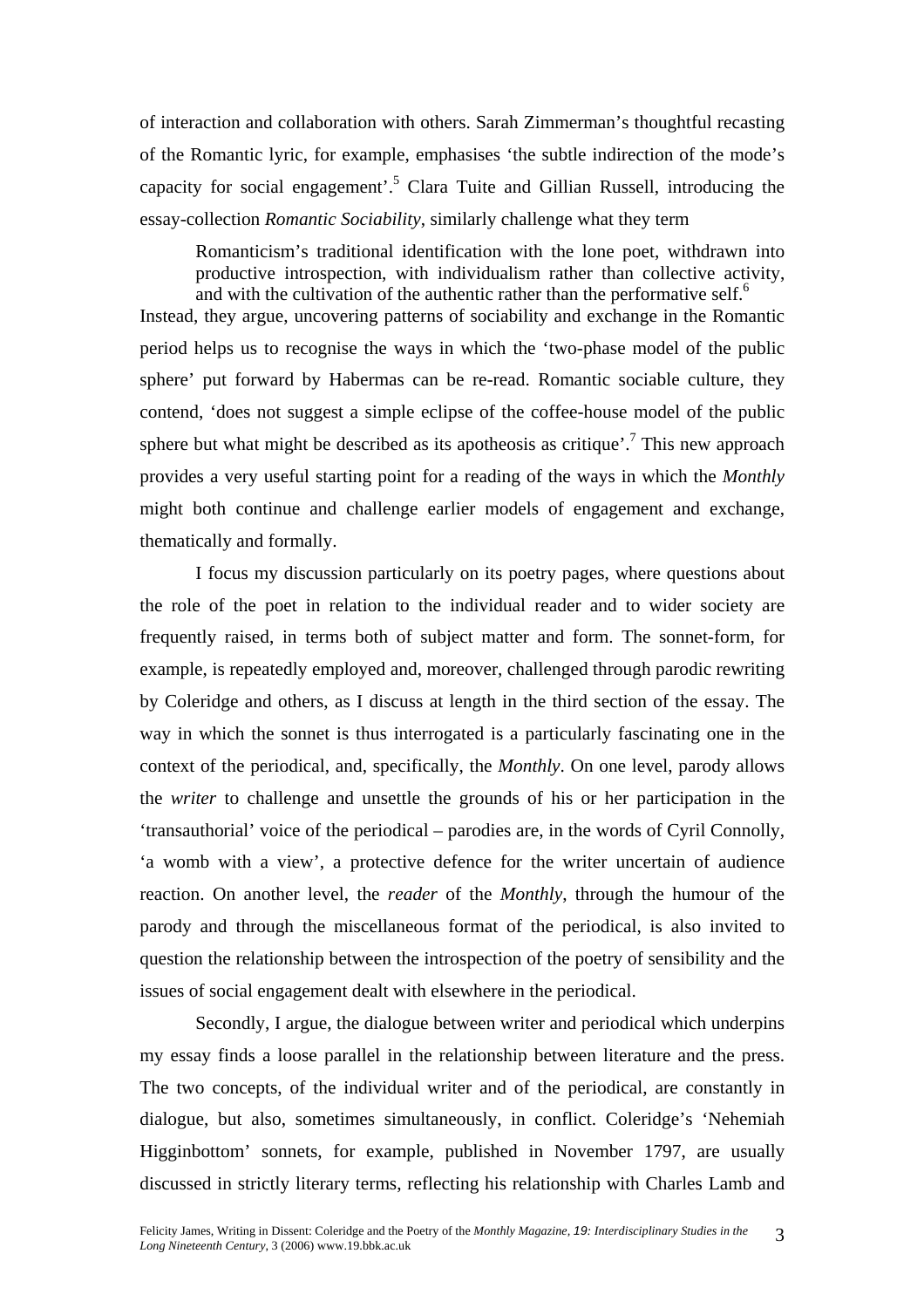of interaction and collaboration with others. Sarah Zimmerman's thoughtful recasting of the Romantic lyric, for example, emphasises 'the subtle indirection of the mode's capacity for social engagement'.[5] Clara Tuite and Gillian Russell, introducing the essay-collection *Romantic Sociability*, similarly challenge what they term

> Romanticism's traditional identification with the lone poet, withdrawn into productive introspection, with individualism rather than collective activity, and with the cultivation of the authentic rather than the performative self.[6]

Instead, they argue, uncovering patterns of sociability and exchange in the Romantic period helps us to recognise the ways in which the 'two-phase model of the public sphere' put forward by Habermas can be re-read. Romantic sociable culture, they contend, 'does not suggest a simple eclipse of the coffee-house model of the public sphere but what might be described as its apotheosis as critique'.[7] This new approach provides a very useful starting point for a reading of the ways in which the *Monthly* might both continue and challenge earlier models of engagement and exchange, thematically and formally.

I focus my discussion particularly on its poetry pages, where questions about the role of the poet in relation to the individual reader and to wider society are frequently raised, in terms both of subject matter and form. The sonnet-form, for example, is repeatedly employed and, moreover, challenged through parodic rewriting by Coleridge and others, as I discuss at length in the third section of the essay. The way in which the sonnet is thus interrogated is a particularly fascinating one in the context of the periodical, and, specifically, the *Monthly*. On one level, parody allows the *writer* to challenge and unsettle the grounds of his or her participation in the 'transauthorial' voice of the periodical – parodies are, in the words of Cyril Connolly, 'a womb with a view', a protective defence for the writer uncertain of audience reaction. On another level, the *reader* of the *Monthly*, through the humour of the parody and through the miscellaneous format of the periodical, is also invited to question the relationship between the introspection of the poetry of sensibility and the issues of social engagement dealt with elsewhere in the periodical.

Secondly, I argue, the dialogue between writer and periodical which underpins my essay finds a loose parallel in the relationship between literature and the press. The two concepts, of the individual writer and of the periodical, are constantly in dialogue, but also, sometimes simultaneously, in conflict. Coleridge's 'Nehemiah Higginbottom' sonnets, for example, published in November 1797, are usually discussed in strictly literary terms, reflecting his relationship with Charles Lamb and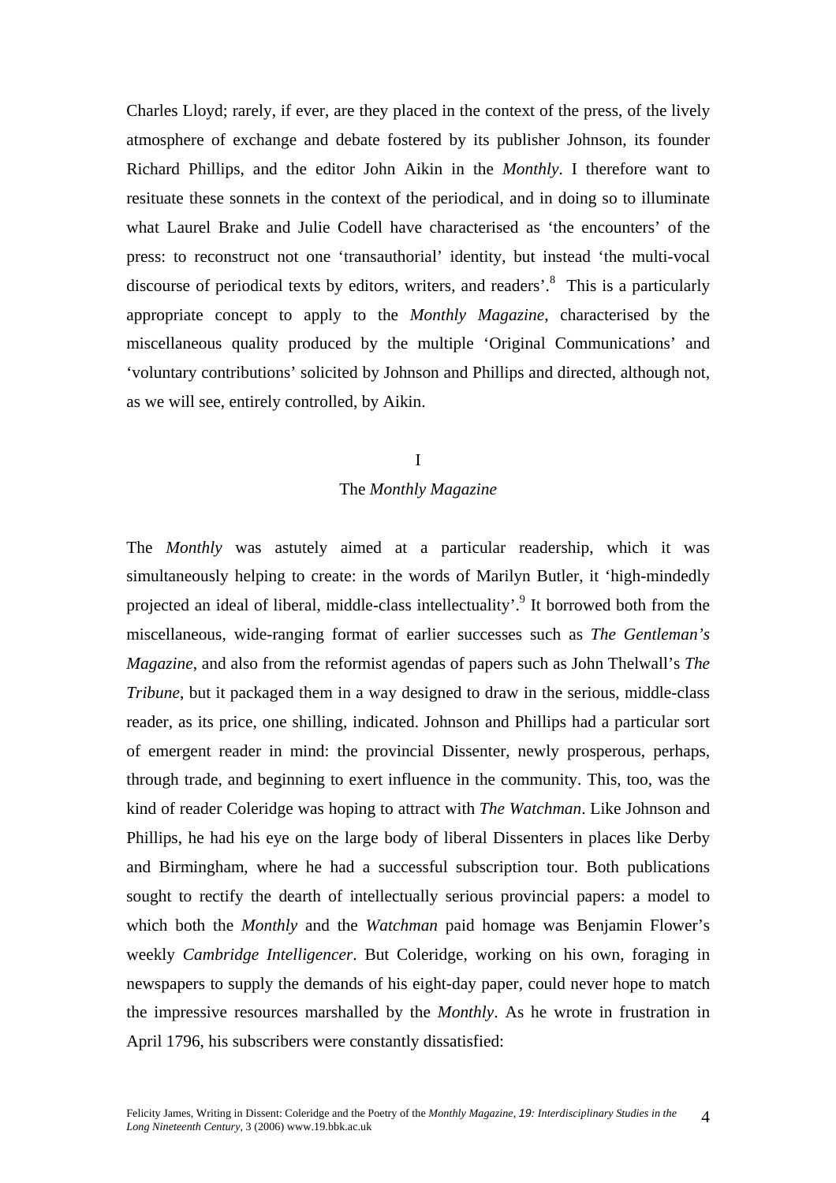Charles Lloyd; rarely, if ever, are they placed in the context of the press, of the lively atmosphere of exchange and debate fostered by its publisher Johnson, its founder Richard Phillips, and the editor John Aikin in the *Monthly*. I therefore want to resituate these sonnets in the context of the periodical, and in doing so to illuminate what Laurel Brake and Julie Codell have characterised as 'the encounters' of the press: to reconstruct not one 'transauthorial' identity, but instead 'the multi-vocal discourse of periodical texts by editors, writers, and readers'.[8] This is a particularly appropriate concept to apply to the *Monthly Magazine*, characterised by the miscellaneous quality produced by the multiple 'Original Communications' and 'voluntary contributions' solicited by Johnson and Phillips and directed, although not, as we will see, entirely controlled, by Aikin.

## I
## The *Monthly Magazine*

The *Monthly* was astutely aimed at a particular readership, which it was simultaneously helping to create: in the words of Marilyn Butler, it 'high-mindedly projected an ideal of liberal, middle-class intellectuality'.[9] It borrowed both from the miscellaneous, wide-ranging format of earlier successes such as *The Gentleman's Magazine*, and also from the reformist agendas of papers such as John Thelwall's *The Tribune*, but it packaged them in a way designed to draw in the serious, middle-class reader, as its price, one shilling, indicated. Johnson and Phillips had a particular sort of emergent reader in mind: the provincial Dissenter, newly prosperous, perhaps, through trade, and beginning to exert influence in the community. This, too, was the kind of reader Coleridge was hoping to attract with *The Watchman*. Like Johnson and Phillips, he had his eye on the large body of liberal Dissenters in places like Derby and Birmingham, where he had a successful subscription tour. Both publications sought to rectify the dearth of intellectually serious provincial papers: a model to which both the *Monthly* and the *Watchman* paid homage was Benjamin Flower's weekly *Cambridge Intelligencer*. But Coleridge, working on his own, foraging in newspapers to supply the demands of his eight-day paper, could never hope to match the impressive resources marshalled by the *Monthly*. As he wrote in frustration in April 1796, his subscribers were constantly dissatisfied: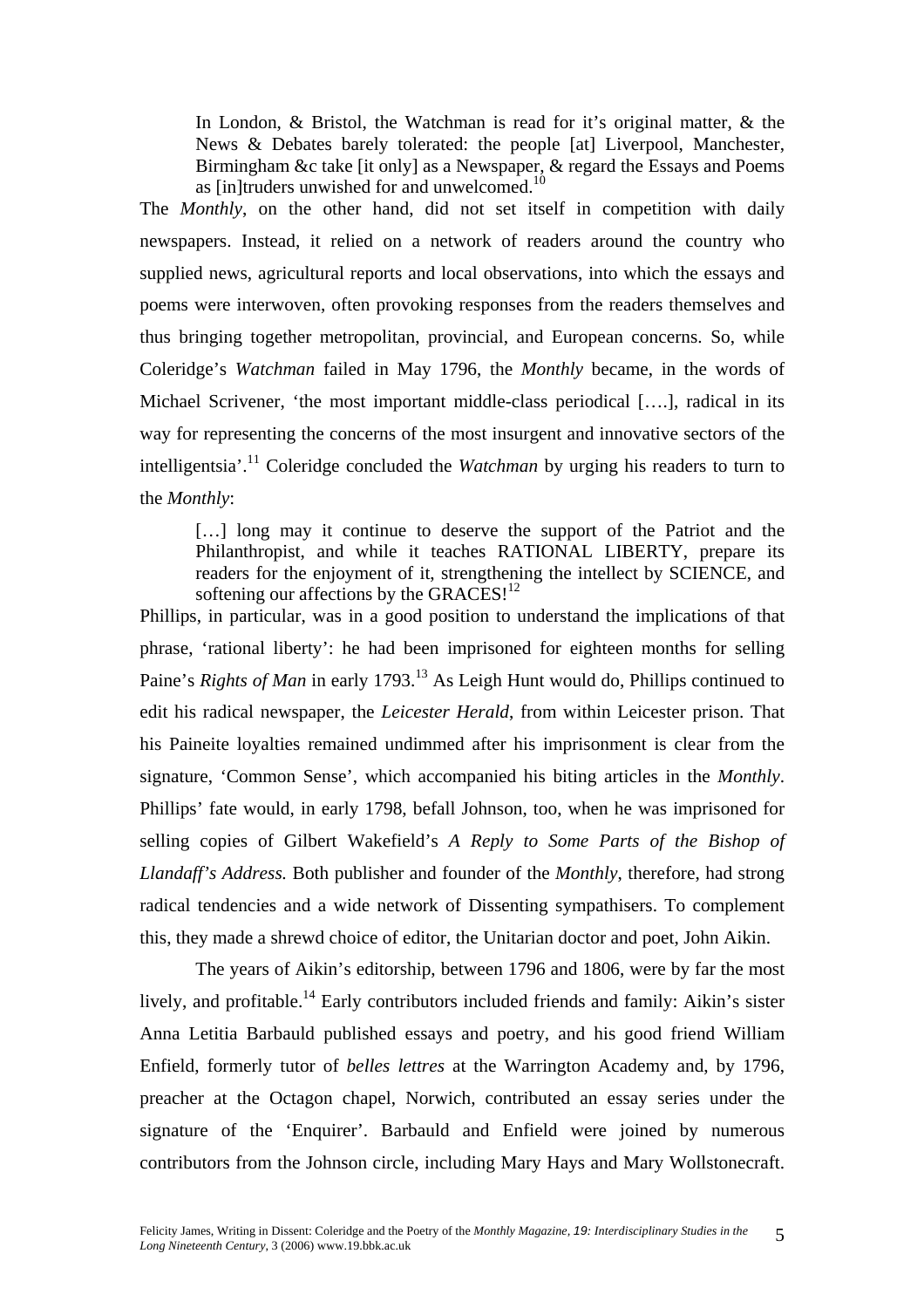> In London, & Bristol, the Watchman is read for it's original matter, & the News & Debates barely tolerated: the people [at] Liverpool, Manchester, Birmingham &c take [it only] as a Newspaper, & regard the Essays and Poems as [in]truders unwished for and unwelcomed.[10]

The *Monthly*, on the other hand, did not set itself in competition with daily newspapers. Instead, it relied on a network of readers around the country who supplied news, agricultural reports and local observations, into which the essays and poems were interwoven, often provoking responses from the readers themselves and thus bringing together metropolitan, provincial, and European concerns. So, while Coleridge's *Watchman* failed in May 1796, the *Monthly* became, in the words of Michael Scrivener, 'the most important middle-class periodical [….], radical in its way for representing the concerns of the most insurgent and innovative sectors of the intelligentsia'.[11] Coleridge concluded the *Watchman* by urging his readers to turn to the *Monthly*:

> […] long may it continue to deserve the support of the Patriot and the Philanthropist, and while it teaches RATIONAL LIBERTY, prepare its readers for the enjoyment of it, strengthening the intellect by SCIENCE, and softening our affections by the GRACES![12]

Phillips, in particular, was in a good position to understand the implications of that phrase, 'rational liberty': he had been imprisoned for eighteen months for selling Paine's *Rights of Man* in early 1793.[13] As Leigh Hunt would do, Phillips continued to edit his radical newspaper, the *Leicester Herald*, from within Leicester prison. That his Paineite loyalties remained undimmed after his imprisonment is clear from the signature, 'Common Sense', which accompanied his biting articles in the *Monthly*. Phillips' fate would, in early 1798, befall Johnson, too, when he was imprisoned for selling copies of Gilbert Wakefield's *A Reply to Some Parts of the Bishop of Llandaff's Address.* Both publisher and founder of the *Monthly*, therefore, had strong radical tendencies and a wide network of Dissenting sympathisers. To complement this, they made a shrewd choice of editor, the Unitarian doctor and poet, John Aikin.

The years of Aikin's editorship, between 1796 and 1806, were by far the most lively, and profitable.[14] Early contributors included friends and family: Aikin's sister Anna Letitia Barbauld published essays and poetry, and his good friend William Enfield, formerly tutor of *belles lettres* at the Warrington Academy and, by 1796, preacher at the Octagon chapel, Norwich, contributed an essay series under the signature of the 'Enquirer'. Barbauld and Enfield were joined by numerous contributors from the Johnson circle, including Mary Hays and Mary Wollstonecraft.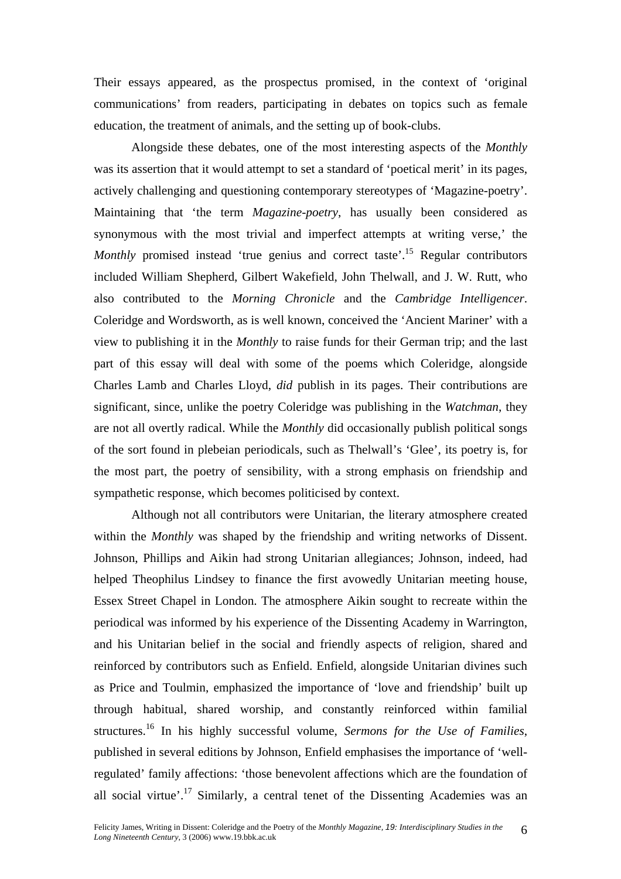Their essays appeared, as the prospectus promised, in the context of 'original communications' from readers, participating in debates on topics such as female education, the treatment of animals, and the setting up of book-clubs.

Alongside these debates, one of the most interesting aspects of the *Monthly* was its assertion that it would attempt to set a standard of 'poetical merit' in its pages, actively challenging and questioning contemporary stereotypes of 'Magazine-poetry'. Maintaining that 'the term *Magazine-poetry*, has usually been considered as synonymous with the most trivial and imperfect attempts at writing verse,' the *Monthly* promised instead 'true genius and correct taste'.[15] Regular contributors included William Shepherd, Gilbert Wakefield, John Thelwall, and J. W. Rutt, who also contributed to the *Morning Chronicle* and the *Cambridge Intelligencer*. Coleridge and Wordsworth, as is well known, conceived the 'Ancient Mariner' with a view to publishing it in the *Monthly* to raise funds for their German trip; and the last part of this essay will deal with some of the poems which Coleridge, alongside Charles Lamb and Charles Lloyd, *did* publish in its pages. Their contributions are significant, since, unlike the poetry Coleridge was publishing in the *Watchman*, they are not all overtly radical. While the *Monthly* did occasionally publish political songs of the sort found in plebeian periodicals, such as Thelwall's 'Glee', its poetry is, for the most part, the poetry of sensibility, with a strong emphasis on friendship and sympathetic response, which becomes politicised by context.

Although not all contributors were Unitarian, the literary atmosphere created within the *Monthly* was shaped by the friendship and writing networks of Dissent. Johnson, Phillips and Aikin had strong Unitarian allegiances; Johnson, indeed, had helped Theophilus Lindsey to finance the first avowedly Unitarian meeting house, Essex Street Chapel in London. The atmosphere Aikin sought to recreate within the periodical was informed by his experience of the Dissenting Academy in Warrington, and his Unitarian belief in the social and friendly aspects of religion, shared and reinforced by contributors such as Enfield. Enfield, alongside Unitarian divines such as Price and Toulmin, emphasized the importance of 'love and friendship' built up through habitual, shared worship, and constantly reinforced within familial structures.[16] In his highly successful volume, *Sermons for the Use of Families*, published in several editions by Johnson, Enfield emphasises the importance of 'well-regulated' family affections: 'those benevolent affections which are the foundation of all social virtue'.[17] Similarly, a central tenet of the Dissenting Academies was an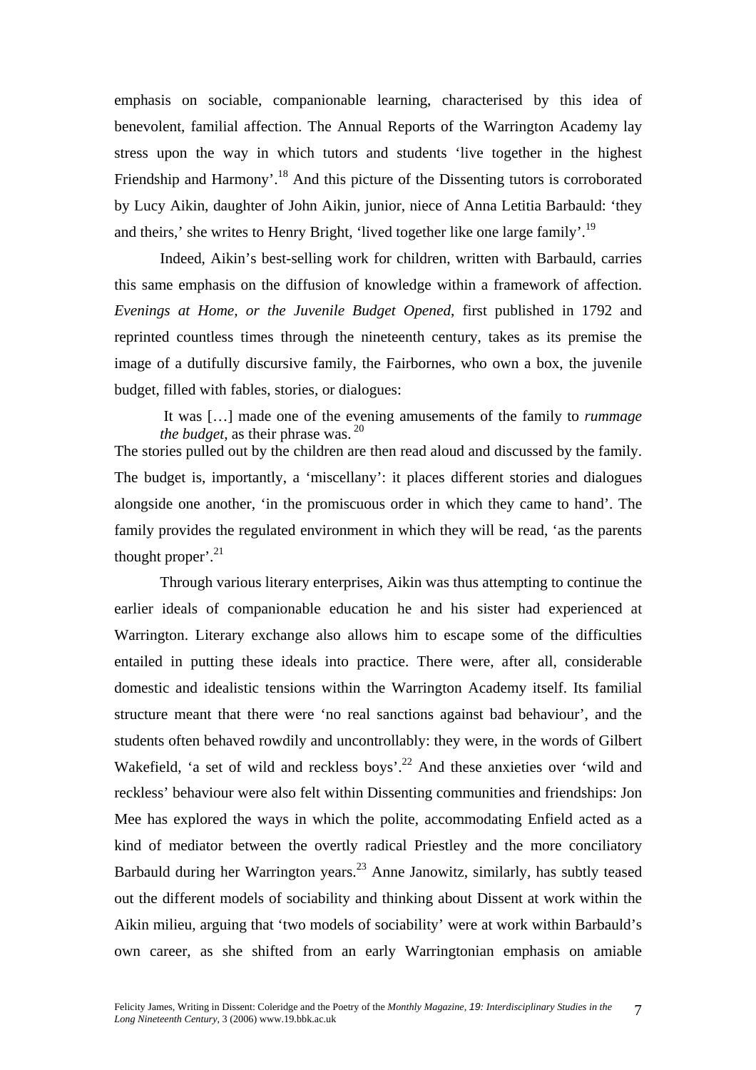emphasis on sociable, companionable learning, characterised by this idea of benevolent, familial affection. The Annual Reports of the Warrington Academy lay stress upon the way in which tutors and students 'live together in the highest Friendship and Harmony'.[18] And this picture of the Dissenting tutors is corroborated by Lucy Aikin, daughter of John Aikin, junior, niece of Anna Letitia Barbauld: 'they and theirs,' she writes to Henry Bright, 'lived together like one large family'.[19]

Indeed, Aikin's best-selling work for children, written with Barbauld, carries this same emphasis on the diffusion of knowledge within a framework of affection. *Evenings at Home, or the Juvenile Budget Opened*, first published in 1792 and reprinted countless times through the nineteenth century, takes as its premise the image of a dutifully discursive family, the Fairbornes, who own a box, the juvenile budget, filled with fables, stories, or dialogues:

> It was […] made one of the evening amusements of the family to *rummage the budget*, as their phrase was.[20]

The stories pulled out by the children are then read aloud and discussed by the family. The budget is, importantly, a 'miscellany': it places different stories and dialogues alongside one another, 'in the promiscuous order in which they came to hand'. The family provides the regulated environment in which they will be read, 'as the parents thought proper'.[21]

Through various literary enterprises, Aikin was thus attempting to continue the earlier ideals of companionable education he and his sister had experienced at Warrington. Literary exchange also allows him to escape some of the difficulties entailed in putting these ideals into practice. There were, after all, considerable domestic and idealistic tensions within the Warrington Academy itself. Its familial structure meant that there were 'no real sanctions against bad behaviour', and the students often behaved rowdily and uncontrollably: they were, in the words of Gilbert Wakefield, 'a set of wild and reckless boys'.[22] And these anxieties over 'wild and reckless' behaviour were also felt within Dissenting communities and friendships: Jon Mee has explored the ways in which the polite, accommodating Enfield acted as a kind of mediator between the overtly radical Priestley and the more conciliatory Barbauld during her Warrington years.[23] Anne Janowitz, similarly, has subtly teased out the different models of sociability and thinking about Dissent at work within the Aikin milieu, arguing that 'two models of sociability' were at work within Barbauld's own career, as she shifted from an early Warringtonian emphasis on amiable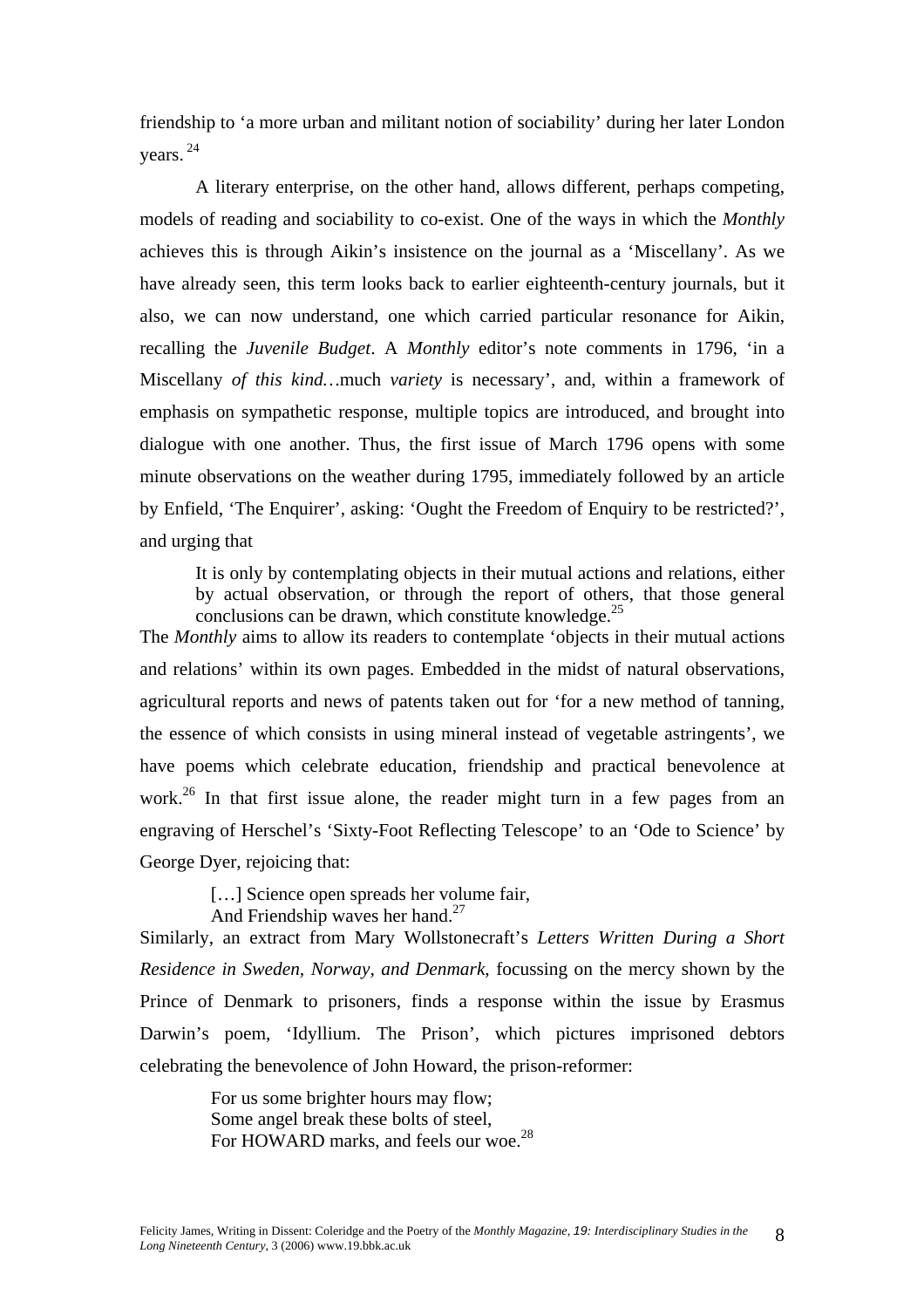friendship to 'a more urban and militant notion of sociability' during her later London years. [24]

A literary enterprise, on the other hand, allows different, perhaps competing, models of reading and sociability to co-exist. One of the ways in which the *Monthly* achieves this is through Aikin's insistence on the journal as a 'Miscellany'. As we have already seen, this term looks back to earlier eighteenth-century journals, but it also, we can now understand, one which carried particular resonance for Aikin, recalling the *Juvenile Budget*. A *Monthly* editor's note comments in 1796, 'in a Miscellany *of this kind*…much *variety* is necessary', and, within a framework of emphasis on sympathetic response, multiple topics are introduced, and brought into dialogue with one another. Thus, the first issue of March 1796 opens with some minute observations on the weather during 1795, immediately followed by an article by Enfield, 'The Enquirer', asking: 'Ought the Freedom of Enquiry to be restricted?', and urging that

> It is only by contemplating objects in their mutual actions and relations, either by actual observation, or through the report of others, that those general conclusions can be drawn, which constitute knowledge.[25]

The *Monthly* aims to allow its readers to contemplate 'objects in their mutual actions and relations' within its own pages. Embedded in the midst of natural observations, agricultural reports and news of patents taken out for 'for a new method of tanning, the essence of which consists in using mineral instead of vegetable astringents', we have poems which celebrate education, friendship and practical benevolence at work.[26] In that first issue alone, the reader might turn in a few pages from an engraving of Herschel's 'Sixty-Foot Reflecting Telescope' to an 'Ode to Science' by George Dyer, rejoicing that:

> […] Science open spreads her volume fair,
> And Friendship waves her hand.[27]

Similarly, an extract from Mary Wollstonecraft's *Letters Written During a Short Residence in Sweden, Norway, and Denmark*, focussing on the mercy shown by the Prince of Denmark to prisoners, finds a response within the issue by Erasmus Darwin's poem, 'Idyllium. The Prison', which pictures imprisoned debtors celebrating the benevolence of John Howard, the prison-reformer:

> For us some brighter hours may flow;
> Some angel break these bolts of steel,
> For HOWARD marks, and feels our woe.[28]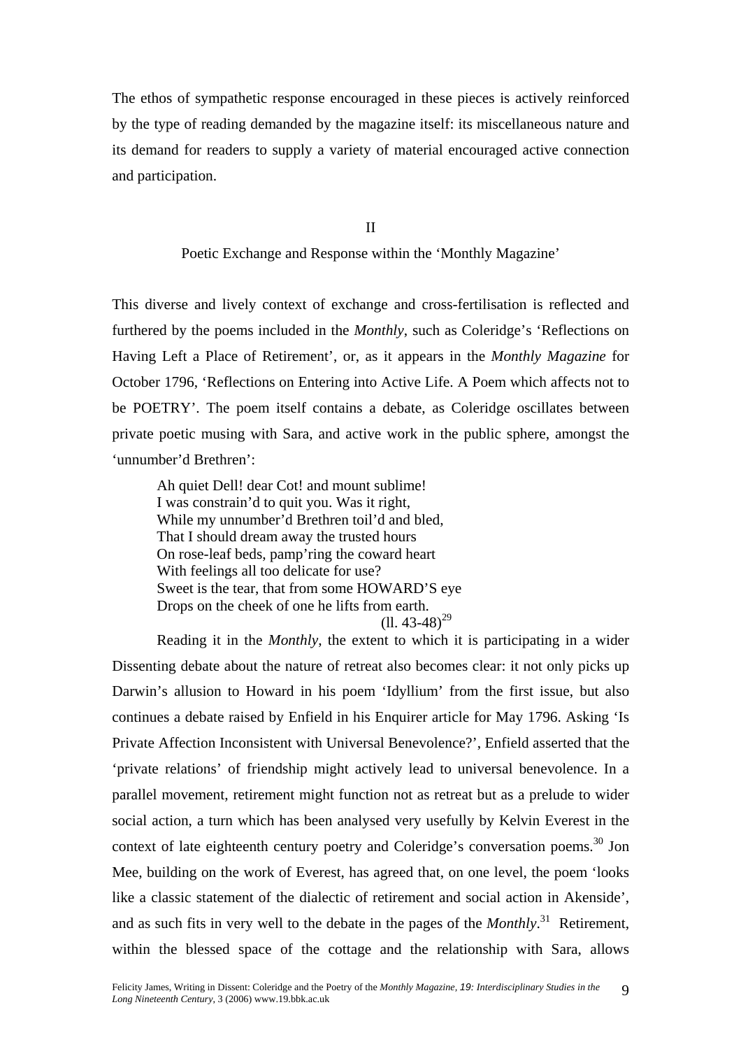The ethos of sympathetic response encouraged in these pieces is actively reinforced by the type of reading demanded by the magazine itself: its miscellaneous nature and its demand for readers to supply a variety of material encouraged active connection and participation.

## II

## Poetic Exchange and Response within the 'Monthly Magazine'

This diverse and lively context of exchange and cross-fertilisation is reflected and furthered by the poems included in the *Monthly*, such as Coleridge's 'Reflections on Having Left a Place of Retirement', or, as it appears in the *Monthly Magazine* for October 1796, 'Reflections on Entering into Active Life. A Poem which affects not to be POETRY'. The poem itself contains a debate, as Coleridge oscillates between private poetic musing with Sara, and active work in the public sphere, amongst the 'unnumber'd Brethren':

> Ah quiet Dell! dear Cot! and mount sublime!
> I was constrain'd to quit you. Was it right,
> While my unnumber'd Brethren toil'd and bled,
> That I should dream away the trusted hours
> On rose-leaf beds, pamp'ring the coward heart
> With feelings all too delicate for use?
> Sweet is the tear, that from some HOWARD'S eye
> Drops on the cheek of one he lifts from earth.
> (ll. 43-48)[29]

Reading it in the *Monthly*, the extent to which it is participating in a wider Dissenting debate about the nature of retreat also becomes clear: it not only picks up Darwin's allusion to Howard in his poem 'Idyllium' from the first issue, but also continues a debate raised by Enfield in his Enquirer article for May 1796. Asking 'Is Private Affection Inconsistent with Universal Benevolence?', Enfield asserted that the 'private relations' of friendship might actively lead to universal benevolence. In a parallel movement, retirement might function not as retreat but as a prelude to wider social action, a turn which has been analysed very usefully by Kelvin Everest in the context of late eighteenth century poetry and Coleridge's conversation poems.[30] Jon Mee, building on the work of Everest, has agreed that, on one level, the poem 'looks like a classic statement of the dialectic of retirement and social action in Akenside', and as such fits in very well to the debate in the pages of the *Monthly*.[31] Retirement, within the blessed space of the cottage and the relationship with Sara, allows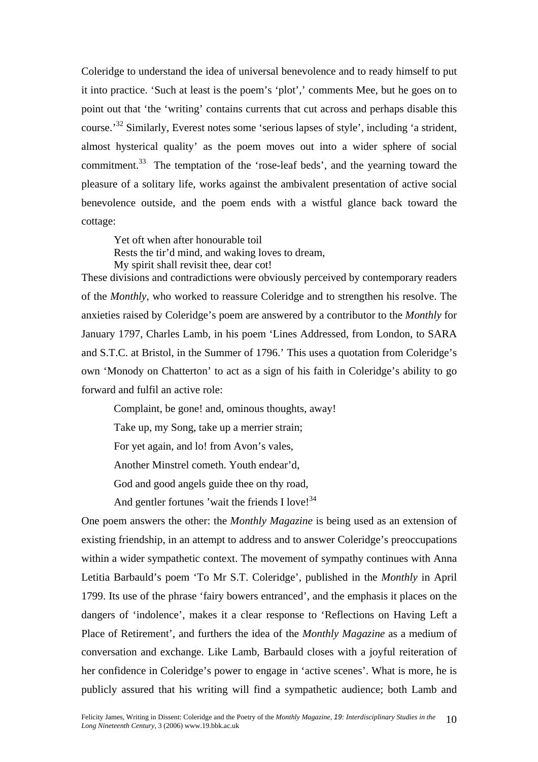Coleridge to understand the idea of universal benevolence and to ready himself to put it into practice. 'Such at least is the poem's 'plot',' comments Mee, but he goes on to point out that 'the 'writing' contains currents that cut across and perhaps disable this course.'[32] Similarly, Everest notes some 'serious lapses of style', including 'a strident, almost hysterical quality' as the poem moves out into a wider sphere of social commitment.[33] The temptation of the 'rose-leaf beds', and the yearning toward the pleasure of a solitary life, works against the ambivalent presentation of active social benevolence outside, and the poem ends with a wistful glance back toward the cottage:

> Yet oft when after honourable toil  
> Rests the tir'd mind, and waking loves to dream,  
> My spirit shall revisit thee, dear cot!

These divisions and contradictions were obviously perceived by contemporary readers of the *Monthly*, who worked to reassure Coleridge and to strengthen his resolve. The anxieties raised by Coleridge's poem are answered by a contributor to the *Monthly* for January 1797, Charles Lamb, in his poem 'Lines Addressed, from London, to SARA and S.T.C. at Bristol, in the Summer of 1796.' This uses a quotation from Coleridge's own 'Monody on Chatterton' to act as a sign of his faith in Coleridge's ability to go forward and fulfil an active role:

> Complaint, be gone! and, ominous thoughts, away!  
> Take up, my Song, take up a merrier strain;  
> For yet again, and lo! from Avon's vales,  
> Another Minstrel cometh. Youth endear'd,  
> God and good angels guide thee on thy road,  
> And gentler fortunes 'wait the friends I love![34]

One poem answers the other: the *Monthly Magazine* is being used as an extension of existing friendship, in an attempt to address and to answer Coleridge's preoccupations within a wider sympathetic context. The movement of sympathy continues with Anna Letitia Barbauld's poem 'To Mr S.T. Coleridge', published in the *Monthly* in April 1799. Its use of the phrase 'fairy bowers entranced', and the emphasis it places on the dangers of 'indolence', makes it a clear response to 'Reflections on Having Left a Place of Retirement', and furthers the idea of the *Monthly Magazine* as a medium of conversation and exchange. Like Lamb, Barbauld closes with a joyful reiteration of her confidence in Coleridge's power to engage in 'active scenes'. What is more, he is publicly assured that his writing will find a sympathetic audience; both Lamb and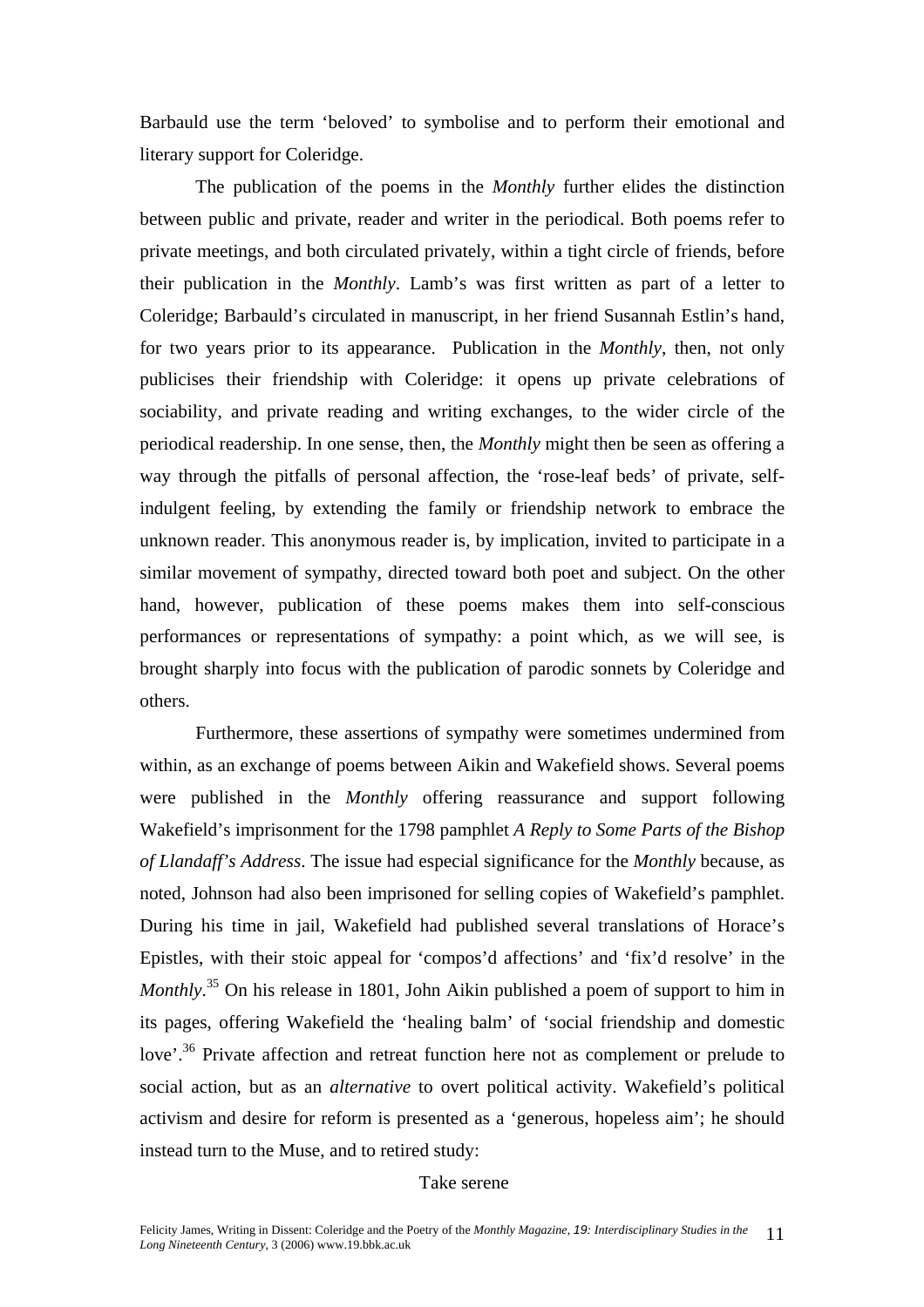Barbauld use the term 'beloved' to symbolise and to perform their emotional and literary support for Coleridge.

The publication of the poems in the *Monthly* further elides the distinction between public and private, reader and writer in the periodical. Both poems refer to private meetings, and both circulated privately, within a tight circle of friends, before their publication in the *Monthly*. Lamb's was first written as part of a letter to Coleridge; Barbauld's circulated in manuscript, in her friend Susannah Estlin's hand, for two years prior to its appearance. Publication in the *Monthly*, then, not only publicises their friendship with Coleridge: it opens up private celebrations of sociability, and private reading and writing exchanges, to the wider circle of the periodical readership. In one sense, then, the *Monthly* might then be seen as offering a way through the pitfalls of personal affection, the 'rose-leaf beds' of private, self-indulgent feeling, by extending the family or friendship network to embrace the unknown reader. This anonymous reader is, by implication, invited to participate in a similar movement of sympathy, directed toward both poet and subject. On the other hand, however, publication of these poems makes them into self-conscious performances or representations of sympathy: a point which, as we will see, is brought sharply into focus with the publication of parodic sonnets by Coleridge and others.

Furthermore, these assertions of sympathy were sometimes undermined from within, as an exchange of poems between Aikin and Wakefield shows. Several poems were published in the *Monthly* offering reassurance and support following Wakefield's imprisonment for the 1798 pamphlet *A Reply to Some Parts of the Bishop of Llandaff's Address*. The issue had especial significance for the *Monthly* because, as noted, Johnson had also been imprisoned for selling copies of Wakefield's pamphlet. During his time in jail, Wakefield had published several translations of Horace's Epistles, with their stoic appeal for 'compos'd affections' and 'fix'd resolve' in the *Monthly*.[35] On his release in 1801, John Aikin published a poem of support to him in its pages, offering Wakefield the 'healing balm' of 'social friendship and domestic love'.[36] Private affection and retreat function here not as complement or prelude to social action, but as an *alternative* to overt political activity. Wakefield's political activism and desire for reform is presented as a 'generous, hopeless aim'; he should instead turn to the Muse, and to retired study:

Take serene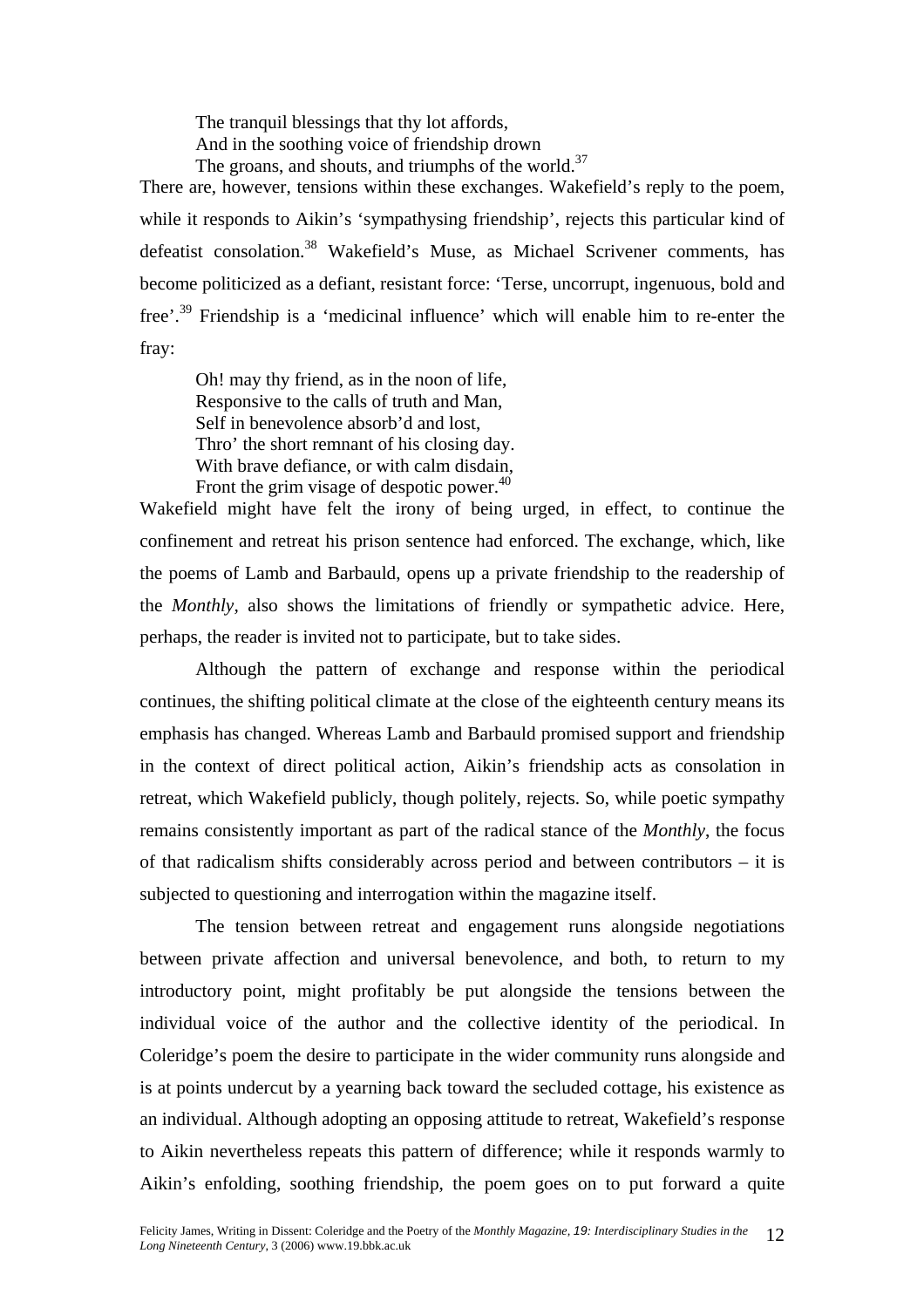> The tranquil blessings that thy lot affords,
> And in the soothing voice of friendship drown
> The groans, and shouts, and triumphs of the world.[37]

There are, however, tensions within these exchanges. Wakefield's reply to the poem, while it responds to Aikin's 'sympathysing friendship', rejects this particular kind of defeatist consolation.[38] Wakefield's Muse, as Michael Scrivener comments, has become politicized as a defiant, resistant force: 'Terse, uncorrupt, ingenuous, bold and free'.[39] Friendship is a 'medicinal influence' which will enable him to re-enter the fray:

> Oh! may thy friend, as in the noon of life,
> Responsive to the calls of truth and Man,
> Self in benevolence absorb'd and lost,
> Thro' the short remnant of his closing day.
> With brave defiance, or with calm disdain,
> Front the grim visage of despotic power.[40]

Wakefield might have felt the irony of being urged, in effect, to continue the confinement and retreat his prison sentence had enforced. The exchange, which, like the poems of Lamb and Barbauld, opens up a private friendship to the readership of the *Monthly*, also shows the limitations of friendly or sympathetic advice. Here, perhaps, the reader is invited not to participate, but to take sides.

Although the pattern of exchange and response within the periodical continues, the shifting political climate at the close of the eighteenth century means its emphasis has changed. Whereas Lamb and Barbauld promised support and friendship in the context of direct political action, Aikin's friendship acts as consolation in retreat, which Wakefield publicly, though politely, rejects. So, while poetic sympathy remains consistently important as part of the radical stance of the *Monthly*, the focus of that radicalism shifts considerably across period and between contributors – it is subjected to questioning and interrogation within the magazine itself.

The tension between retreat and engagement runs alongside negotiations between private affection and universal benevolence, and both, to return to my introductory point, might profitably be put alongside the tensions between the individual voice of the author and the collective identity of the periodical. In Coleridge's poem the desire to participate in the wider community runs alongside and is at points undercut by a yearning back toward the secluded cottage, his existence as an individual. Although adopting an opposing attitude to retreat, Wakefield's response to Aikin nevertheless repeats this pattern of difference; while it responds warmly to Aikin's enfolding, soothing friendship, the poem goes on to put forward a quite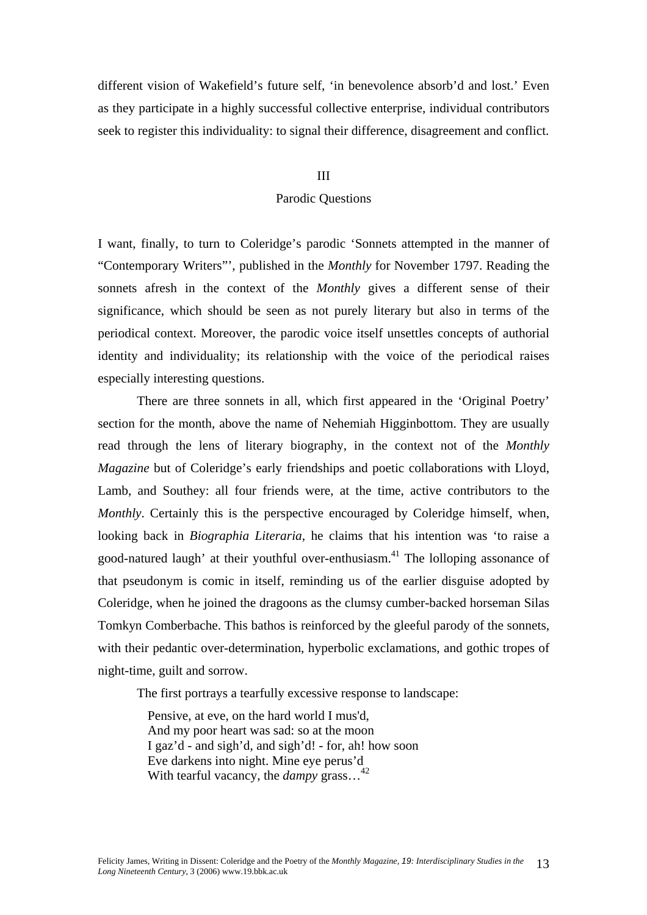different vision of Wakefield's future self, 'in benevolence absorb'd and lost.' Even as they participate in a highly successful collective enterprise, individual contributors seek to register this individuality: to signal their difference, disagreement and conflict.

## III

## Parodic Questions

I want, finally, to turn to Coleridge's parodic 'Sonnets attempted in the manner of "Contemporary Writers"', published in the *Monthly* for November 1797. Reading the sonnets afresh in the context of the *Monthly* gives a different sense of their significance, which should be seen as not purely literary but also in terms of the periodical context. Moreover, the parodic voice itself unsettles concepts of authorial identity and individuality; its relationship with the voice of the periodical raises especially interesting questions.

There are three sonnets in all, which first appeared in the 'Original Poetry' section for the month, above the name of Nehemiah Higginbottom. They are usually read through the lens of literary biography, in the context not of the *Monthly Magazine* but of Coleridge's early friendships and poetic collaborations with Lloyd, Lamb, and Southey: all four friends were, at the time, active contributors to the *Monthly*. Certainly this is the perspective encouraged by Coleridge himself, when, looking back in *Biographia Literaria*, he claims that his intention was 'to raise a good-natured laugh' at their youthful over-enthusiasm.[41] The lolloping assonance of that pseudonym is comic in itself, reminding us of the earlier disguise adopted by Coleridge, when he joined the dragoons as the clumsy cumber-backed horseman Silas Tomkyn Comberbache. This bathos is reinforced by the gleeful parody of the sonnets, with their pedantic over-determination, hyperbolic exclamations, and gothic tropes of night-time, guilt and sorrow.

The first portrays a tearfully excessive response to landscape:

> Pensive, at eve, on the hard world I mus'd,
> And my poor heart was sad: so at the moon
> I gaz'd - and sigh'd, and sigh'd! - for, ah! how soon
> Eve darkens into night. Mine eye perus'd
> With tearful vacancy, the *dampy* grass…[42]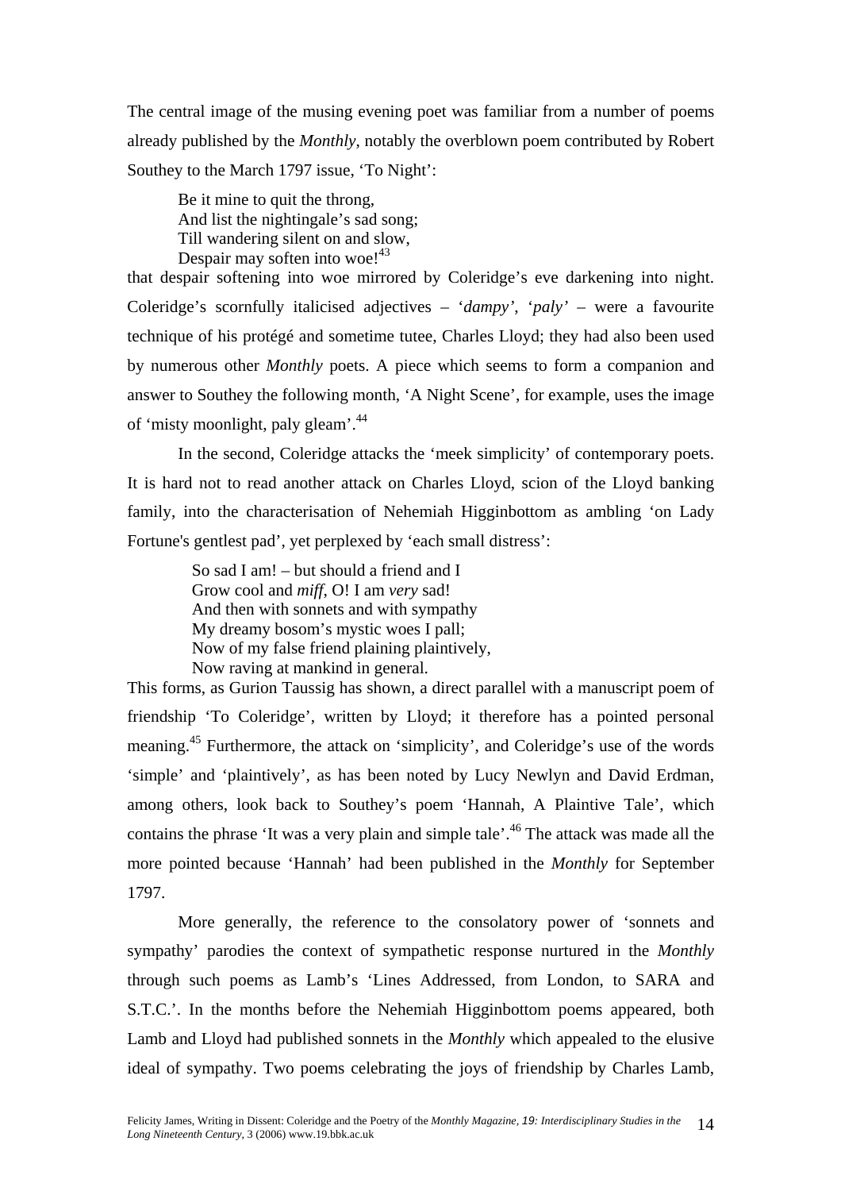The central image of the musing evening poet was familiar from a number of poems already published by the *Monthly*, notably the overblown poem contributed by Robert Southey to the March 1797 issue, 'To Night':

> Be it mine to quit the throng,
> And list the nightingale's sad song;
> Till wandering silent on and slow,
> Despair may soften into woe![43]

that despair softening into woe mirrored by Coleridge's eve darkening into night. Coleridge's scornfully italicised adjectives – '*dampy'*, '*paly'* – were a favourite technique of his protégé and sometime tutee, Charles Lloyd; they had also been used by numerous other *Monthly* poets. A piece which seems to form a companion and answer to Southey the following month, 'A Night Scene', for example, uses the image of 'misty moonlight, paly gleam'.[44]

In the second, Coleridge attacks the 'meek simplicity' of contemporary poets. It is hard not to read another attack on Charles Lloyd, scion of the Lloyd banking family, into the characterisation of Nehemiah Higginbottom as ambling 'on Lady Fortune's gentlest pad', yet perplexed by 'each small distress':

> So sad I am! – but should a friend and I
> Grow cool and *miff*, O! I am *very* sad!
> And then with sonnets and with sympathy
> My dreamy bosom's mystic woes I pall;
> Now of my false friend plaining plaintively,
> Now raving at mankind in general.

This forms, as Gurion Taussig has shown, a direct parallel with a manuscript poem of friendship 'To Coleridge', written by Lloyd; it therefore has a pointed personal meaning.[45] Furthermore, the attack on 'simplicity', and Coleridge's use of the words 'simple' and 'plaintively', as has been noted by Lucy Newlyn and David Erdman, among others, look back to Southey's poem 'Hannah, A Plaintive Tale', which contains the phrase 'It was a very plain and simple tale'.[46] The attack was made all the more pointed because 'Hannah' had been published in the *Monthly* for September 1797.

More generally, the reference to the consolatory power of 'sonnets and sympathy' parodies the context of sympathetic response nurtured in the *Monthly* through such poems as Lamb's 'Lines Addressed, from London, to SARA and S.T.C.'. In the months before the Nehemiah Higginbottom poems appeared, both Lamb and Lloyd had published sonnets in the *Monthly* which appealed to the elusive ideal of sympathy. Two poems celebrating the joys of friendship by Charles Lamb,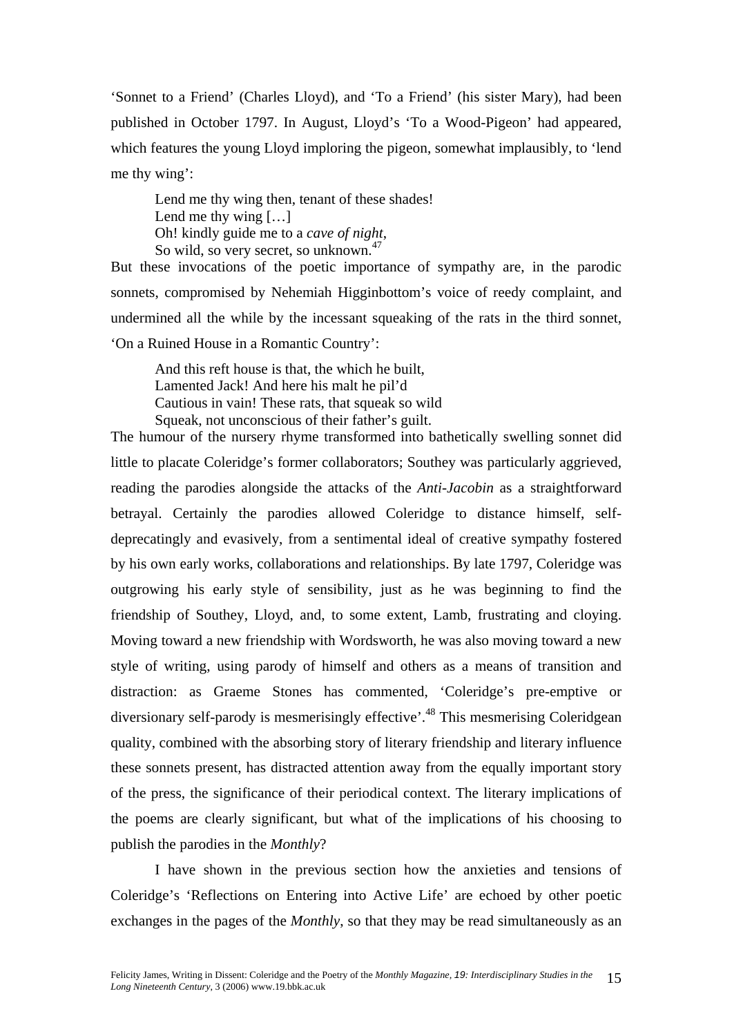'Sonnet to a Friend' (Charles Lloyd), and 'To a Friend' (his sister Mary), had been published in October 1797. In August, Lloyd's 'To a Wood-Pigeon' had appeared, which features the young Lloyd imploring the pigeon, somewhat implausibly, to 'lend me thy wing':

> Lend me thy wing then, tenant of these shades!
> Lend me thy wing […]
> Oh! kindly guide me to a *cave of night*,
> So wild, so very secret, so unknown.[47]

But these invocations of the poetic importance of sympathy are, in the parodic sonnets, compromised by Nehemiah Higginbottom's voice of reedy complaint, and undermined all the while by the incessant squeaking of the rats in the third sonnet, 'On a Ruined House in a Romantic Country':

> And this reft house is that, the which he built,
> Lamented Jack! And here his malt he pil'd
> Cautious in vain! These rats, that squeak so wild
> Squeak, not unconscious of their father's guilt.

The humour of the nursery rhyme transformed into bathetically swelling sonnet did little to placate Coleridge's former collaborators; Southey was particularly aggrieved, reading the parodies alongside the attacks of the *Anti-Jacobin* as a straightforward betrayal. Certainly the parodies allowed Coleridge to distance himself, self-deprecatingly and evasively, from a sentimental ideal of creative sympathy fostered by his own early works, collaborations and relationships. By late 1797, Coleridge was outgrowing his early style of sensibility, just as he was beginning to find the friendship of Southey, Lloyd, and, to some extent, Lamb, frustrating and cloying. Moving toward a new friendship with Wordsworth, he was also moving toward a new style of writing, using parody of himself and others as a means of transition and distraction: as Graeme Stones has commented, 'Coleridge's pre-emptive or diversionary self-parody is mesmerisingly effective'.[48] This mesmerising Coleridgean quality, combined with the absorbing story of literary friendship and literary influence these sonnets present, has distracted attention away from the equally important story of the press, the significance of their periodical context. The literary implications of the poems are clearly significant, but what of the implications of his choosing to publish the parodies in the *Monthly*?

I have shown in the previous section how the anxieties and tensions of Coleridge's 'Reflections on Entering into Active Life' are echoed by other poetic exchanges in the pages of the *Monthly*, so that they may be read simultaneously as an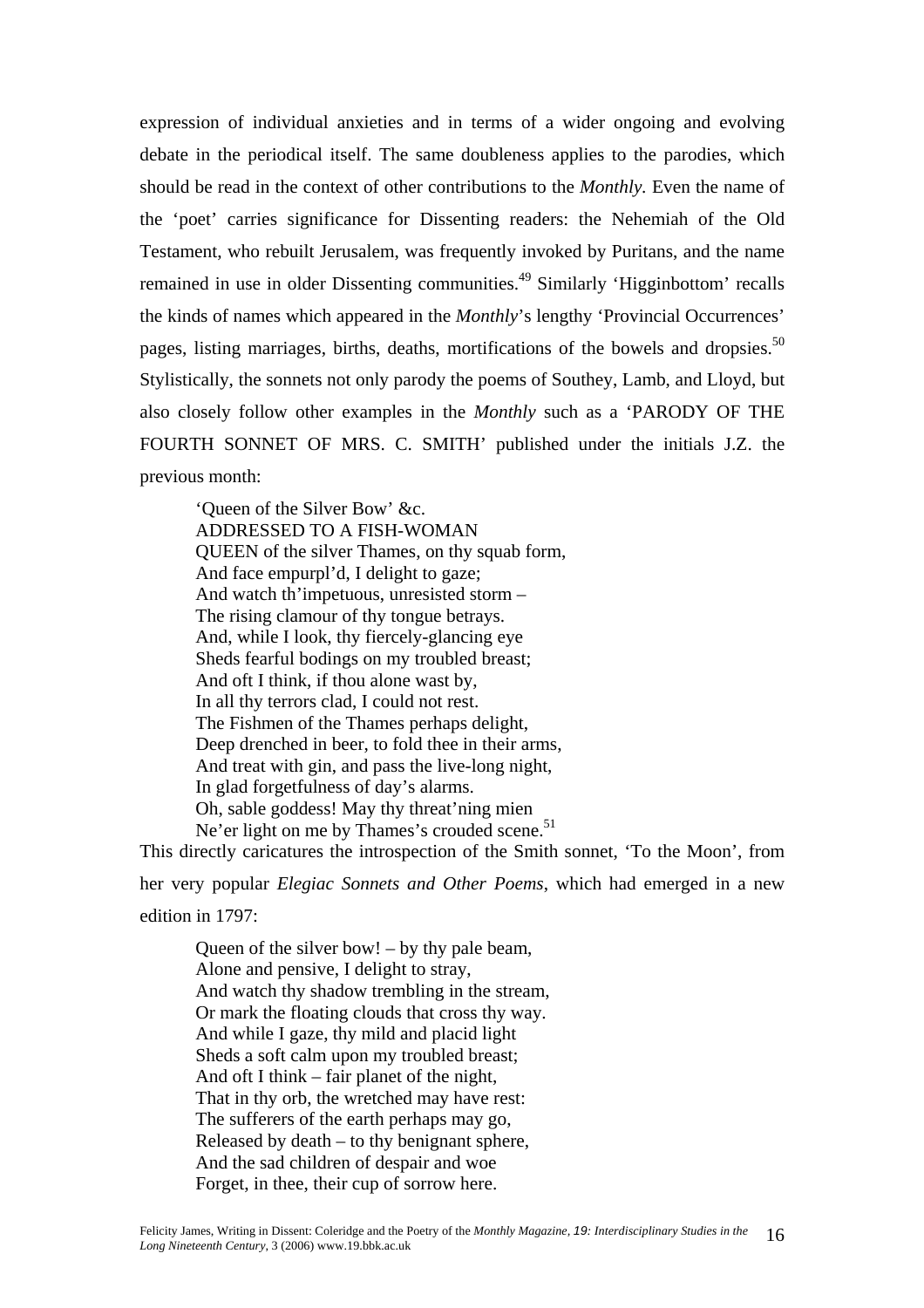expression of individual anxieties and in terms of a wider ongoing and evolving debate in the periodical itself. The same doubleness applies to the parodies, which should be read in the context of other contributions to the *Monthly*. Even the name of the 'poet' carries significance for Dissenting readers: the Nehemiah of the Old Testament, who rebuilt Jerusalem, was frequently invoked by Puritans, and the name remained in use in older Dissenting communities.[49] Similarly 'Higginbottom' recalls the kinds of names which appeared in the *Monthly*'s lengthy 'Provincial Occurrences' pages, listing marriages, births, deaths, mortifications of the bowels and dropsies.[50] Stylistically, the sonnets not only parody the poems of Southey, Lamb, and Lloyd, but also closely follow other examples in the *Monthly* such as a 'PARODY OF THE FOURTH SONNET OF MRS. C. SMITH' published under the initials J.Z. the previous month:

> 'Queen of the Silver Bow' &c.
> ADDRESSED TO A FISH-WOMAN
> QUEEN of the silver Thames, on thy squab form,
> And face empurpl'd, I delight to gaze;
> And watch th'impetuous, unresisted storm –
> The rising clamour of thy tongue betrays.
> And, while I look, thy fiercely-glancing eye
> Sheds fearful bodings on my troubled breast;
> And oft I think, if thou alone wast by,
> In all thy terrors clad, I could not rest.
> The Fishmen of the Thames perhaps delight,
> Deep drenched in beer, to fold thee in their arms,
> And treat with gin, and pass the live-long night,
> In glad forgetfulness of day's alarms.
> Oh, sable goddess! May thy threat'ning mien
> Ne'er light on me by Thames's crouded scene.[51]

This directly caricatures the introspection of the Smith sonnet, 'To the Moon', from her very popular *Elegiac Sonnets and Other Poems*, which had emerged in a new edition in 1797:

> Queen of the silver bow! – by thy pale beam,
> Alone and pensive, I delight to stray,
> And watch thy shadow trembling in the stream,
> Or mark the floating clouds that cross thy way.
> And while I gaze, thy mild and placid light
> Sheds a soft calm upon my troubled breast;
> And oft I think – fair planet of the night,
> That in thy orb, the wretched may have rest:
> The sufferers of the earth perhaps may go,
> Released by death – to thy benignant sphere,
> And the sad children of despair and woe
> Forget, in thee, their cup of sorrow here.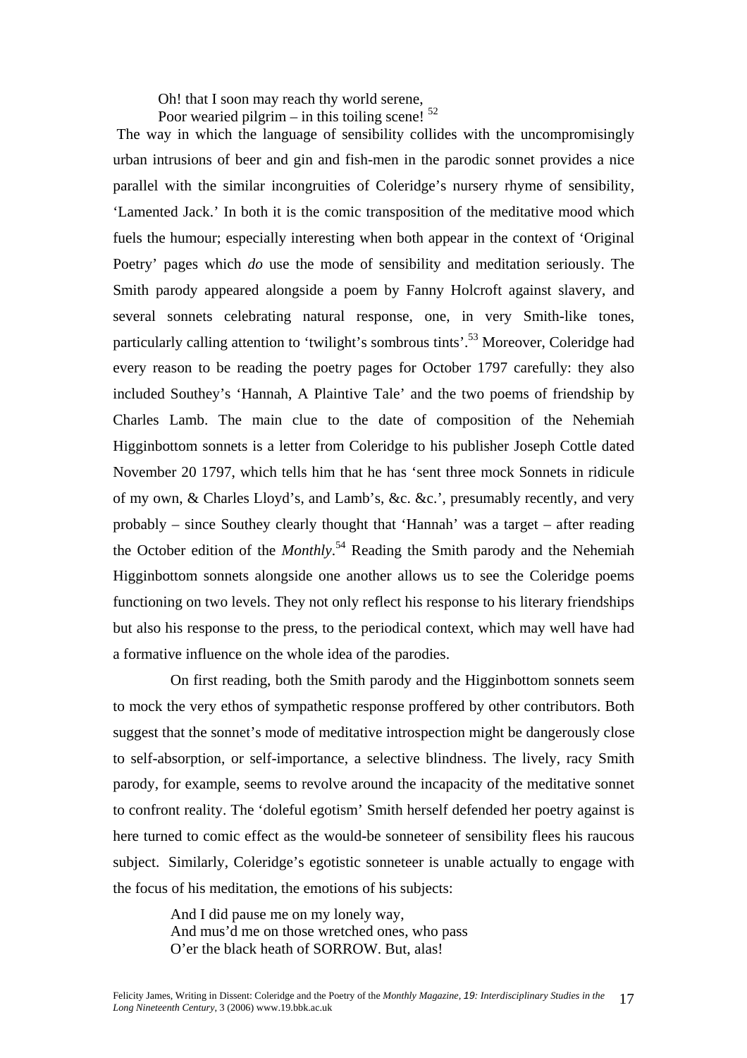> Oh! that I soon may reach thy world serene,
> Poor wearied pilgrim – in this toiling scene! [52]

The way in which the language of sensibility collides with the uncompromisingly urban intrusions of beer and gin and fish-men in the parodic sonnet provides a nice parallel with the similar incongruities of Coleridge's nursery rhyme of sensibility, 'Lamented Jack.' In both it is the comic transposition of the meditative mood which fuels the humour; especially interesting when both appear in the context of 'Original Poetry' pages which *do* use the mode of sensibility and meditation seriously. The Smith parody appeared alongside a poem by Fanny Holcroft against slavery, and several sonnets celebrating natural response, one, in very Smith-like tones, particularly calling attention to 'twilight's sombrous tints'.[53] Moreover, Coleridge had every reason to be reading the poetry pages for October 1797 carefully: they also included Southey's 'Hannah, A Plaintive Tale' and the two poems of friendship by Charles Lamb. The main clue to the date of composition of the Nehemiah Higginbottom sonnets is a letter from Coleridge to his publisher Joseph Cottle dated November 20 1797, which tells him that he has 'sent three mock Sonnets in ridicule of my own, & Charles Lloyd's, and Lamb's, &c. &c.', presumably recently, and very probably – since Southey clearly thought that 'Hannah' was a target – after reading the October edition of the *Monthly*.[54] Reading the Smith parody and the Nehemiah Higginbottom sonnets alongside one another allows us to see the Coleridge poems functioning on two levels. They not only reflect his response to his literary friendships but also his response to the press, to the periodical context, which may well have had a formative influence on the whole idea of the parodies.

On first reading, both the Smith parody and the Higginbottom sonnets seem to mock the very ethos of sympathetic response proffered by other contributors. Both suggest that the sonnet's mode of meditative introspection might be dangerously close to self-absorption, or self-importance, a selective blindness. The lively, racy Smith parody, for example, seems to revolve around the incapacity of the meditative sonnet to confront reality. The 'doleful egotism' Smith herself defended her poetry against is here turned to comic effect as the would-be sonneteer of sensibility flees his raucous subject. Similarly, Coleridge's egotistic sonneteer is unable actually to engage with the focus of his meditation, the emotions of his subjects:

> And I did pause me on my lonely way,
> And mus'd me on those wretched ones, who pass
> O'er the black heath of SORROW. But, alas!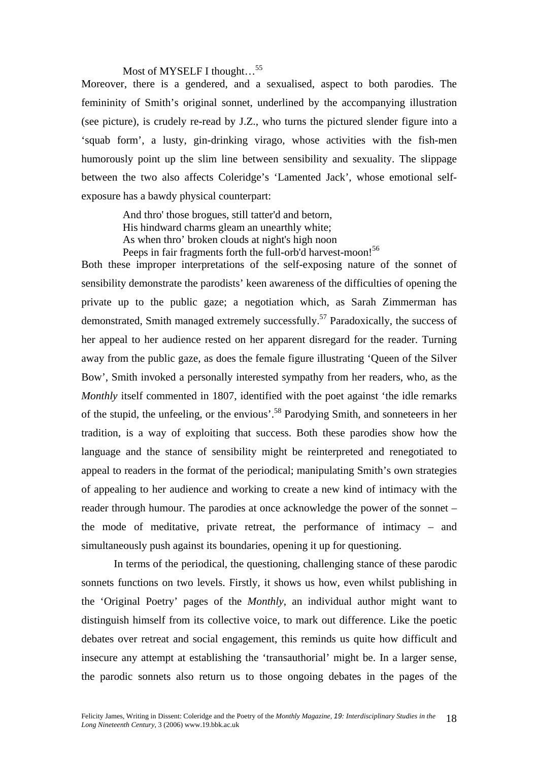Most of MYSELF I thought…[55]

Moreover, there is a gendered, and a sexualised, aspect to both parodies. The femininity of Smith's original sonnet, underlined by the accompanying illustration (see picture), is crudely re-read by J.Z., who turns the pictured slender figure into a 'squab form', a lusty, gin-drinking virago, whose activities with the fish-men humorously point up the slim line between sensibility and sexuality. The slippage between the two also affects Coleridge's 'Lamented Jack', whose emotional self-exposure has a bawdy physical counterpart:

> And thro' those brogues, still tatter'd and betorn,
> His hindward charms gleam an unearthly white;
> As when thro' broken clouds at night's high noon
> Peeps in fair fragments forth the full-orb'd harvest-moon![56]

Both these improper interpretations of the self-exposing nature of the sonnet of sensibility demonstrate the parodists' keen awareness of the difficulties of opening the private up to the public gaze; a negotiation which, as Sarah Zimmerman has demonstrated, Smith managed extremely successfully.[57] Paradoxically, the success of her appeal to her audience rested on her apparent disregard for the reader. Turning away from the public gaze, as does the female figure illustrating 'Queen of the Silver Bow', Smith invoked a personally interested sympathy from her readers, who, as the *Monthly* itself commented in 1807, identified with the poet against 'the idle remarks of the stupid, the unfeeling, or the envious'.[58] Parodying Smith, and sonneteers in her tradition, is a way of exploiting that success. Both these parodies show how the language and the stance of sensibility might be reinterpreted and renegotiated to appeal to readers in the format of the periodical; manipulating Smith's own strategies of appealing to her audience and working to create a new kind of intimacy with the reader through humour. The parodies at once acknowledge the power of the sonnet – the mode of meditative, private retreat, the performance of intimacy – and simultaneously push against its boundaries, opening it up for questioning.

In terms of the periodical, the questioning, challenging stance of these parodic sonnets functions on two levels. Firstly, it shows us how, even whilst publishing in the 'Original Poetry' pages of the *Monthly*, an individual author might want to distinguish himself from its collective voice, to mark out difference. Like the poetic debates over retreat and social engagement, this reminds us quite how difficult and insecure any attempt at establishing the 'transauthorial' might be. In a larger sense, the parodic sonnets also return us to those ongoing debates in the pages of the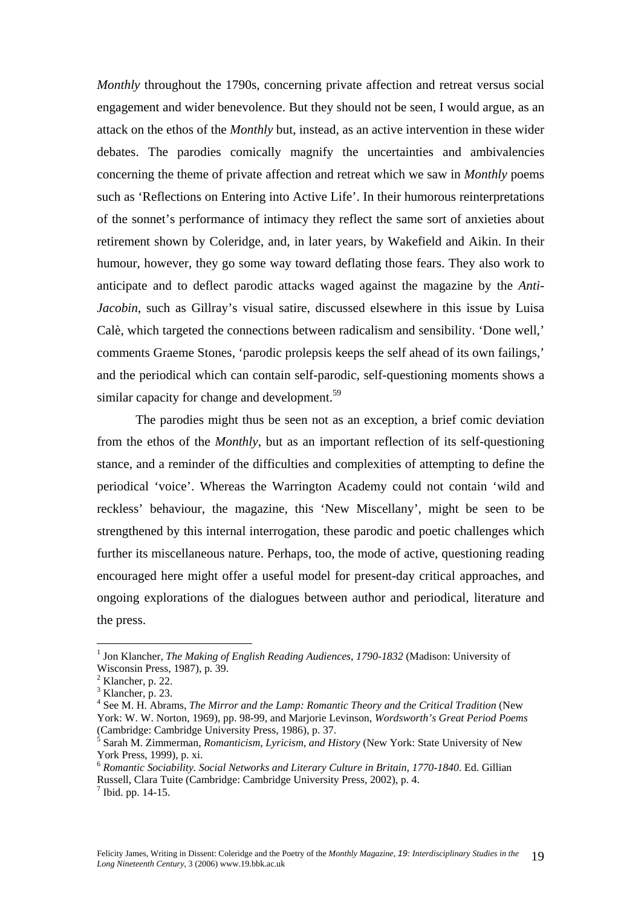*Monthly* throughout the 1790s, concerning private affection and retreat versus social engagement and wider benevolence. But they should not be seen, I would argue, as an attack on the ethos of the *Monthly* but, instead, as an active intervention in these wider debates. The parodies comically magnify the uncertainties and ambivalencies concerning the theme of private affection and retreat which we saw in *Monthly* poems such as 'Reflections on Entering into Active Life'. In their humorous reinterpretations of the sonnet's performance of intimacy they reflect the same sort of anxieties about retirement shown by Coleridge, and, in later years, by Wakefield and Aikin. In their humour, however, they go some way toward deflating those fears. They also work to anticipate and to deflect parodic attacks waged against the magazine by the *Anti-Jacobin*, such as Gillray's visual satire, discussed elsewhere in this issue by Luisa Calè, which targeted the connections between radicalism and sensibility. 'Done well,' comments Graeme Stones, 'parodic prolepsis keeps the self ahead of its own failings,' and the periodical which can contain self-parodic, self-questioning moments shows a similar capacity for change and development.[59]

The parodies might thus be seen not as an exception, a brief comic deviation from the ethos of the *Monthly*, but as an important reflection of its self-questioning stance, and a reminder of the difficulties and complexities of attempting to define the periodical 'voice'. Whereas the Warrington Academy could not contain 'wild and reckless' behaviour, the magazine, this 'New Miscellany', might be seen to be strengthened by this internal interrogation, these parodic and poetic challenges which further its miscellaneous nature. Perhaps, too, the mode of active, questioning reading encouraged here might offer a useful model for present-day critical approaches, and ongoing explorations of the dialogues between author and periodical, literature and the press.

---

[1] Jon Klancher, *The Making of English Reading Audiences, 1790-1832* (Madison: University of Wisconsin Press, 1987), p. 39.

[2] Klancher, p. 22.

[3] Klancher, p. 23.

[4] See M. H. Abrams, *The Mirror and the Lamp: Romantic Theory and the Critical Tradition* (New York: W. W. Norton, 1969), pp. 98-99, and Marjorie Levinson, *Wordsworth's Great Period Poems* (Cambridge: Cambridge University Press, 1986), p. 37.

[5] Sarah M. Zimmerman, *Romanticism, Lyricism, and History* (New York: State University of New York Press, 1999), p. xi.

[6] *Romantic Sociability. Social Networks and Literary Culture in Britain, 1770-1840*. Ed. Gillian Russell, Clara Tuite (Cambridge: Cambridge University Press, 2002), p. 4.

[7] Ibid. pp. 14-15.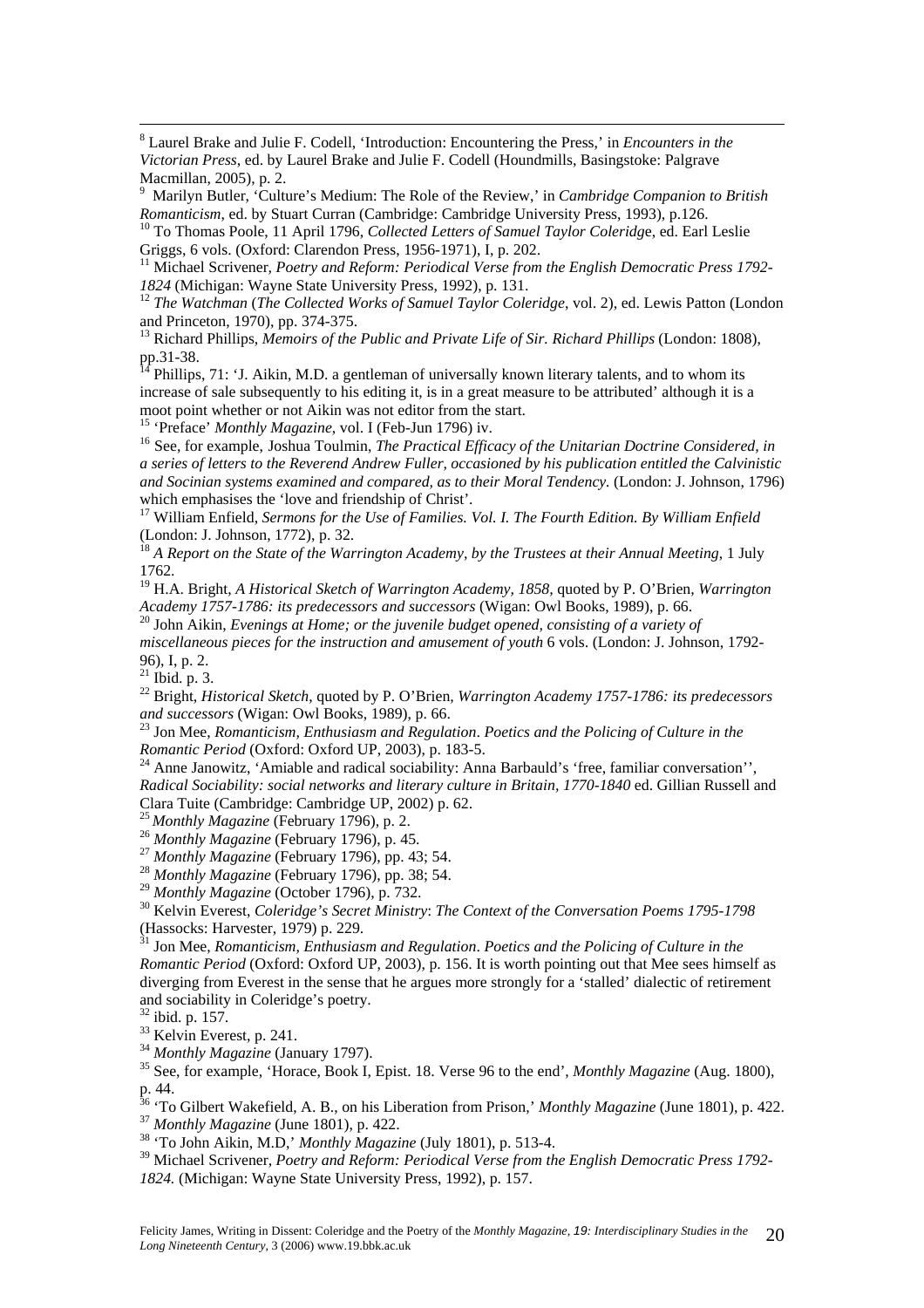[8] Laurel Brake and Julie F. Codell, 'Introduction: Encountering the Press,' in *Encounters in the Victorian Press*, ed. by Laurel Brake and Julie F. Codell (Houndmills, Basingstoke: Palgrave Macmillan, 2005), p. 2.

[9] Marilyn Butler, 'Culture's Medium: The Role of the Review,' in *Cambridge Companion to British Romanticism*, ed. by Stuart Curran (Cambridge: Cambridge University Press, 1993), p.126.

[10] To Thomas Poole, 11 April 1796, *Collected Letters of Samuel Taylor Coleridge*, ed. Earl Leslie Griggs, 6 vols. (Oxford: Clarendon Press, 1956-1971), I, p. 202.

[11] Michael Scrivener, *Poetry and Reform: Periodical Verse from the English Democratic Press 1792-1824* (Michigan: Wayne State University Press, 1992), p. 131.

[12] *The Watchman* (*The Collected Works of Samuel Taylor Coleridge*, vol. 2), ed. Lewis Patton (London and Princeton, 1970), pp. 374-375.

[13] Richard Phillips, *Memoirs of the Public and Private Life of Sir. Richard Phillips* (London: 1808), pp.31-38.

[14] Phillips, 71: 'J. Aikin, M.D. a gentleman of universally known literary talents, and to whom its increase of sale subsequently to his editing it, is in a great measure to be attributed' although it is a moot point whether or not Aikin was not editor from the start.

[15] 'Preface' *Monthly Magazine*, vol. I (Feb-Jun 1796) iv.

[16] See, for example, Joshua Toulmin, *The Practical Efficacy of the Unitarian Doctrine Considered, in a series of letters to the Reverend Andrew Fuller, occasioned by his publication entitled the Calvinistic and Socinian systems examined and compared, as to their Moral Tendency.* (London: J. Johnson, 1796) which emphasises the 'love and friendship of Christ'.

[17] William Enfield, *Sermons for the Use of Families. Vol. I. The Fourth Edition. By William Enfield* (London: J. Johnson, 1772), p. 32.

[18] *A Report on the State of the Warrington Academy, by the Trustees at their Annual Meeting*, 1 July 1762.

[19] H.A. Bright, *A Historical Sketch of Warrington Academy, 1858*, quoted by P. O'Brien, *Warrington Academy 1757-1786: its predecessors and successors* (Wigan: Owl Books, 1989), p. 66.

[20] John Aikin, *Evenings at Home; or the juvenile budget opened, consisting of a variety of miscellaneous pieces for the instruction and amusement of youth* 6 vols. (London: J. Johnson, 1792-96), I, p. 2.

[21] Ibid. p. 3.

[22] Bright, *Historical Sketch*, quoted by P. O'Brien, *Warrington Academy 1757-1786: its predecessors and successors* (Wigan: Owl Books, 1989), p. 66.

[23] Jon Mee, *Romanticism, Enthusiasm and Regulation. Poetics and the Policing of Culture in the Romantic Period* (Oxford: Oxford UP, 2003), p. 183-5.

[24] Anne Janowitz, 'Amiable and radical sociability: Anna Barbauld's 'free, familiar conversation'', *Radical Sociability: social networks and literary culture in Britain, 1770-1840* ed. Gillian Russell and Clara Tuite (Cambridge: Cambridge UP, 2002) p. 62.

[25] *Monthly Magazine* (February 1796), p. 2.

[26] *Monthly Magazine* (February 1796), p. 45.

[27] *Monthly Magazine* (February 1796), pp. 43; 54.

[28] *Monthly Magazine* (February 1796), pp. 38; 54.

[29] *Monthly Magazine* (October 1796), p. 732.

[30] Kelvin Everest, *Coleridge's Secret Ministry*: *The Context of the Conversation Poems 1795-1798* (Hassocks: Harvester, 1979) p. 229.

[31] Jon Mee, *Romanticism, Enthusiasm and Regulation. Poetics and the Policing of Culture in the Romantic Period* (Oxford: Oxford UP, 2003), p. 156. It is worth pointing out that Mee sees himself as diverging from Everest in the sense that he argues more strongly for a 'stalled' dialectic of retirement and sociability in Coleridge's poetry.

[32] ibid. p. 157.

[33] Kelvin Everest, p. 241.

[34] *Monthly Magazine* (January 1797).

[35] See, for example, 'Horace, Book I, Epist. 18. Verse 96 to the end', *Monthly Magazine* (Aug. 1800), p. 44.

[36] 'To Gilbert Wakefield, A. B., on his Liberation from Prison,' *Monthly Magazine* (June 1801), p. 422.

[37] *Monthly Magazine* (June 1801), p. 422.

[38] 'To John Aikin, M.D,' *Monthly Magazine* (July 1801), p. 513-4.

[39] Michael Scrivener, *Poetry and Reform: Periodical Verse from the English Democratic Press 1792-1824.* (Michigan: Wayne State University Press, 1992), p. 157.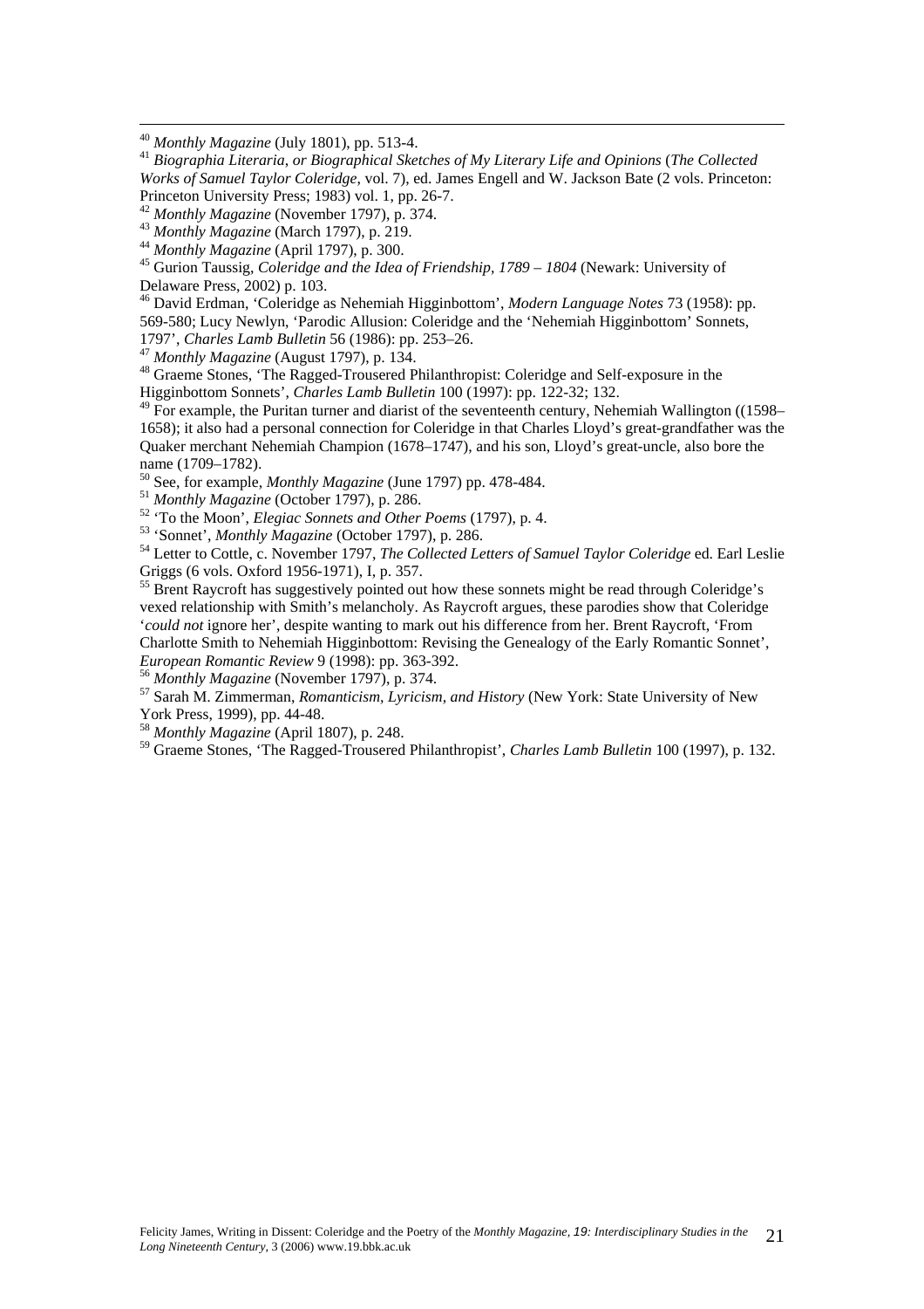[40] *Monthly Magazine* (July 1801), pp. 513-4.

[41] *Biographia Literaria, or Biographical Sketches of My Literary Life and Opinions* (*The Collected Works of Samuel Taylor Coleridge*, vol. 7), ed. James Engell and W. Jackson Bate (2 vols. Princeton: Princeton University Press; 1983) vol. 1, pp. 26-7.

[42] *Monthly Magazine* (November 1797), p. 374.

[43] *Monthly Magazine* (March 1797), p. 219.

[44] *Monthly Magazine* (April 1797), p. 300.

[45] Gurion Taussig, *Coleridge and the Idea of Friendship, 1789 – 1804* (Newark: University of Delaware Press, 2002) p. 103.

[46] David Erdman, 'Coleridge as Nehemiah Higginbottom', *Modern Language Notes* 73 (1958): pp. 569-580; Lucy Newlyn, 'Parodic Allusion: Coleridge and the 'Nehemiah Higginbottom' Sonnets, 1797', *Charles Lamb Bulletin* 56 (1986): pp. 253–26.

[47] *Monthly Magazine* (August 1797), p. 134.

[48] Graeme Stones, 'The Ragged-Trousered Philanthropist: Coleridge and Self-exposure in the Higginbottom Sonnets', *Charles Lamb Bulletin* 100 (1997): pp. 122-32; 132.

[49] For example, the Puritan turner and diarist of the seventeenth century, Nehemiah Wallington ((1598–1658); it also had a personal connection for Coleridge in that Charles Lloyd's great-grandfather was the Quaker merchant Nehemiah Champion (1678–1747), and his son, Lloyd's great-uncle, also bore the name (1709–1782).

[50] See, for example, *Monthly Magazine* (June 1797) pp. 478-484.

[51] *Monthly Magazine* (October 1797), p. 286.

[52] 'To the Moon', *Elegiac Sonnets and Other Poems* (1797), p. 4.

[53] 'Sonnet', *Monthly Magazine* (October 1797), p. 286.

[54] Letter to Cottle, c. November 1797, *The Collected Letters of Samuel Taylor Coleridge* ed. Earl Leslie Griggs (6 vols. Oxford 1956-1971), I, p. 357.

[55] Brent Raycroft has suggestively pointed out how these sonnets might be read through Coleridge's vexed relationship with Smith's melancholy. As Raycroft argues, these parodies show that Coleridge '*could not* ignore her', despite wanting to mark out his difference from her. Brent Raycroft, 'From Charlotte Smith to Nehemiah Higginbottom: Revising the Genealogy of the Early Romantic Sonnet', *European Romantic Review* 9 (1998): pp. 363-392.

[56] *Monthly Magazine* (November 1797), p. 374.

[57] Sarah M. Zimmerman, *Romanticism, Lyricism, and History* (New York: State University of New York Press, 1999), pp. 44-48.

[58] *Monthly Magazine* (April 1807), p. 248.

[59] Graeme Stones, 'The Ragged-Trousered Philanthropist', *Charles Lamb Bulletin* 100 (1997), p. 132.